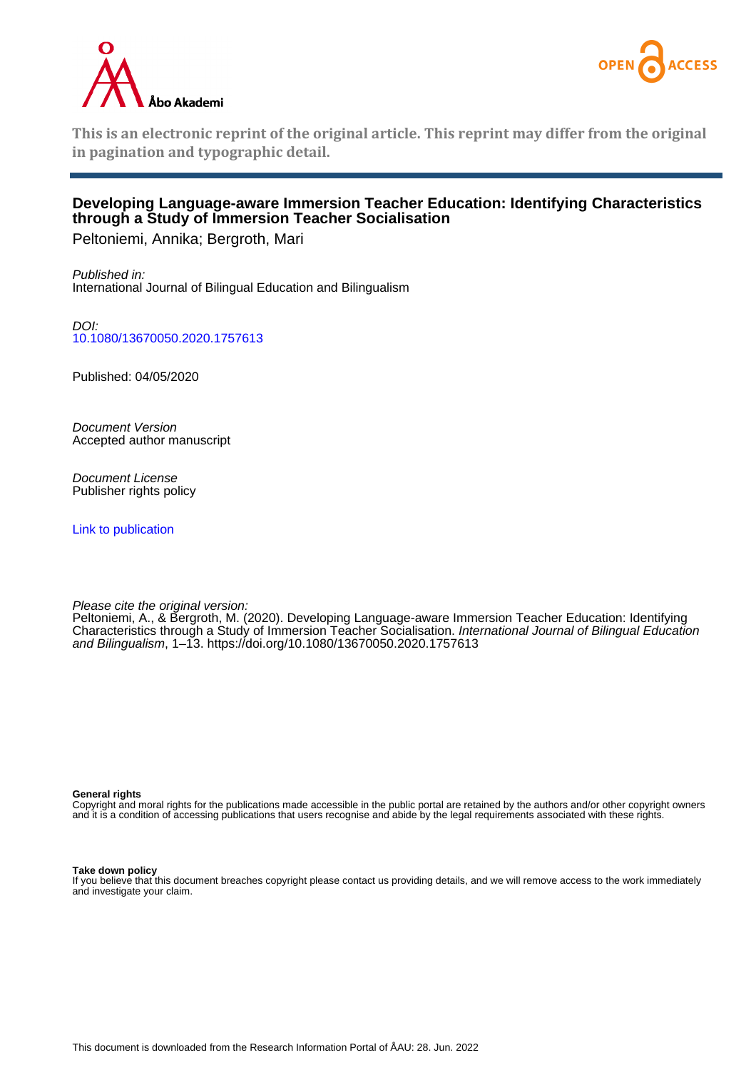This is an electronic reprint of the original article. This reprint may differ from the original in pagination and typographic detail.

# Developing Language-aware Immersion Teacher Education: Identifying Characteristics through a Study of Immersion Teacher Socialisation

Peltoniemi, Annika; Bergroth, Mari

*Published in:*
International Journal of Bilingual Education and Bilingualism

*DOI:*
10.1080/13670050.2020.1757613

Published: 04/05/2020

*Document Version*
Accepted author manuscript

*Document License*
Publisher rights policy

Link to publication

*Please cite the original version:*
Peltoniemi, A., & Bergroth, M. (2020). Developing Language-aware Immersion Teacher Education: Identifying Characteristics through a Study of Immersion Teacher Socialisation. *International Journal of Bilingual Education and Bilingualism*, 1–13. https://doi.org/10.1080/13670050.2020.1757613

**General rights**
Copyright and moral rights for the publications made accessible in the public portal are retained by the authors and/or other copyright owners and it is a condition of accessing publications that users recognise and abide by the legal requirements associated with these rights.

**Take down policy**
If you believe that this document breaches copyright please contact us providing details, and we will remove access to the work immediately and investigate your claim.

This document is downloaded from the Research Information Portal of ÅAU: 28. Jun. 2022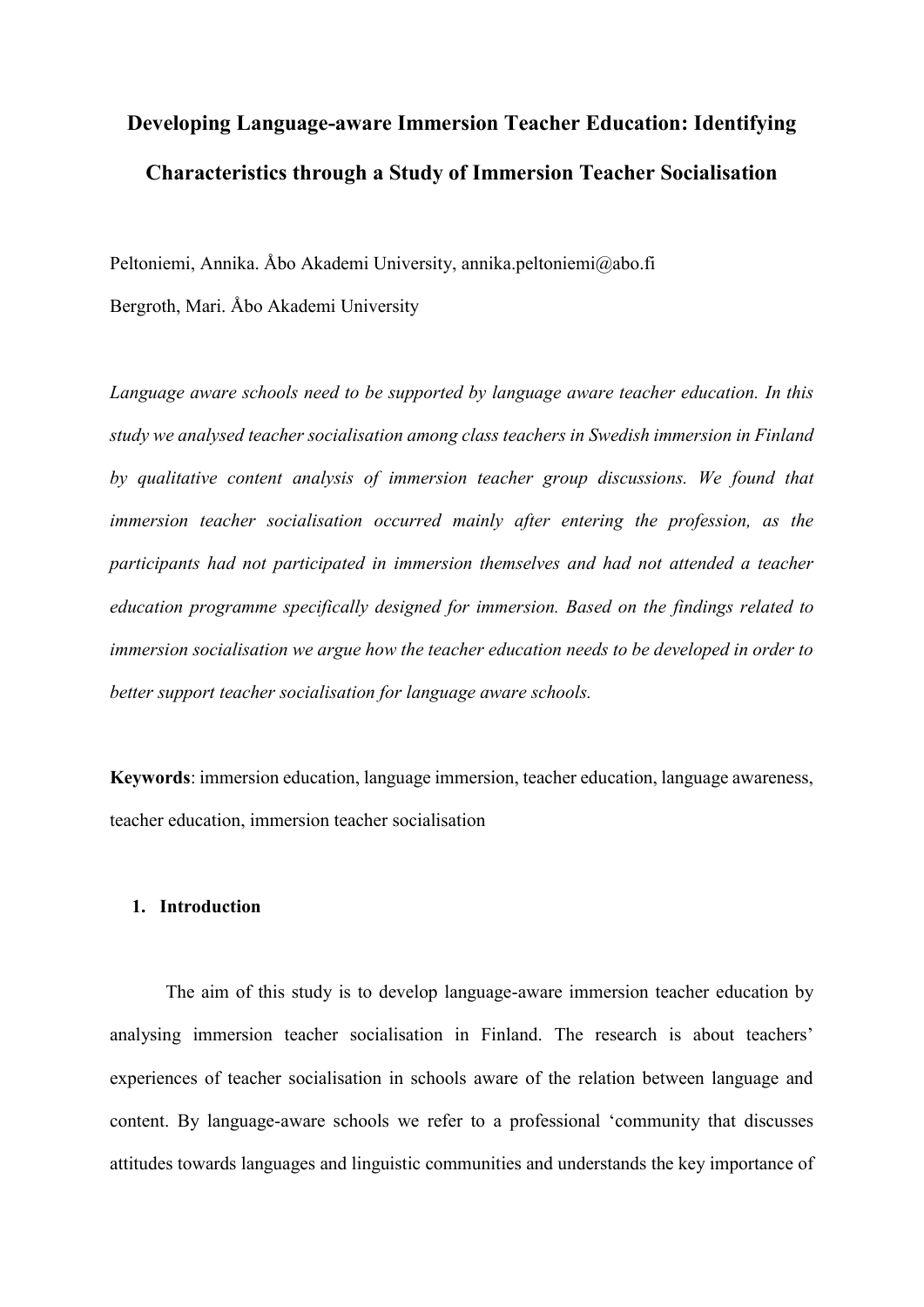# Developing Language-aware Immersion Teacher Education: Identifying Characteristics through a Study of Immersion Teacher Socialisation

Peltoniemi, Annika. Åbo Akademi University, annika.peltoniemi@abo.fi

Bergroth, Mari. Åbo Akademi University

*Language aware schools need to be supported by language aware teacher education. In this study we analysed teacher socialisation among class teachers in Swedish immersion in Finland by qualitative content analysis of immersion teacher group discussions. We found that immersion teacher socialisation occurred mainly after entering the profession, as the participants had not participated in immersion themselves and had not attended a teacher education programme specifically designed for immersion. Based on the findings related to immersion socialisation we argue how the teacher education needs to be developed in order to better support teacher socialisation for language aware schools.*

**Keywords**: immersion education, language immersion, teacher education, language awareness, teacher education, immersion teacher socialisation

## 1. Introduction

The aim of this study is to develop language-aware immersion teacher education by analysing immersion teacher socialisation in Finland. The research is about teachers' experiences of teacher socialisation in schools aware of the relation between language and content. By language-aware schools we refer to a professional 'community that discusses attitudes towards languages and linguistic communities and understands the key importance of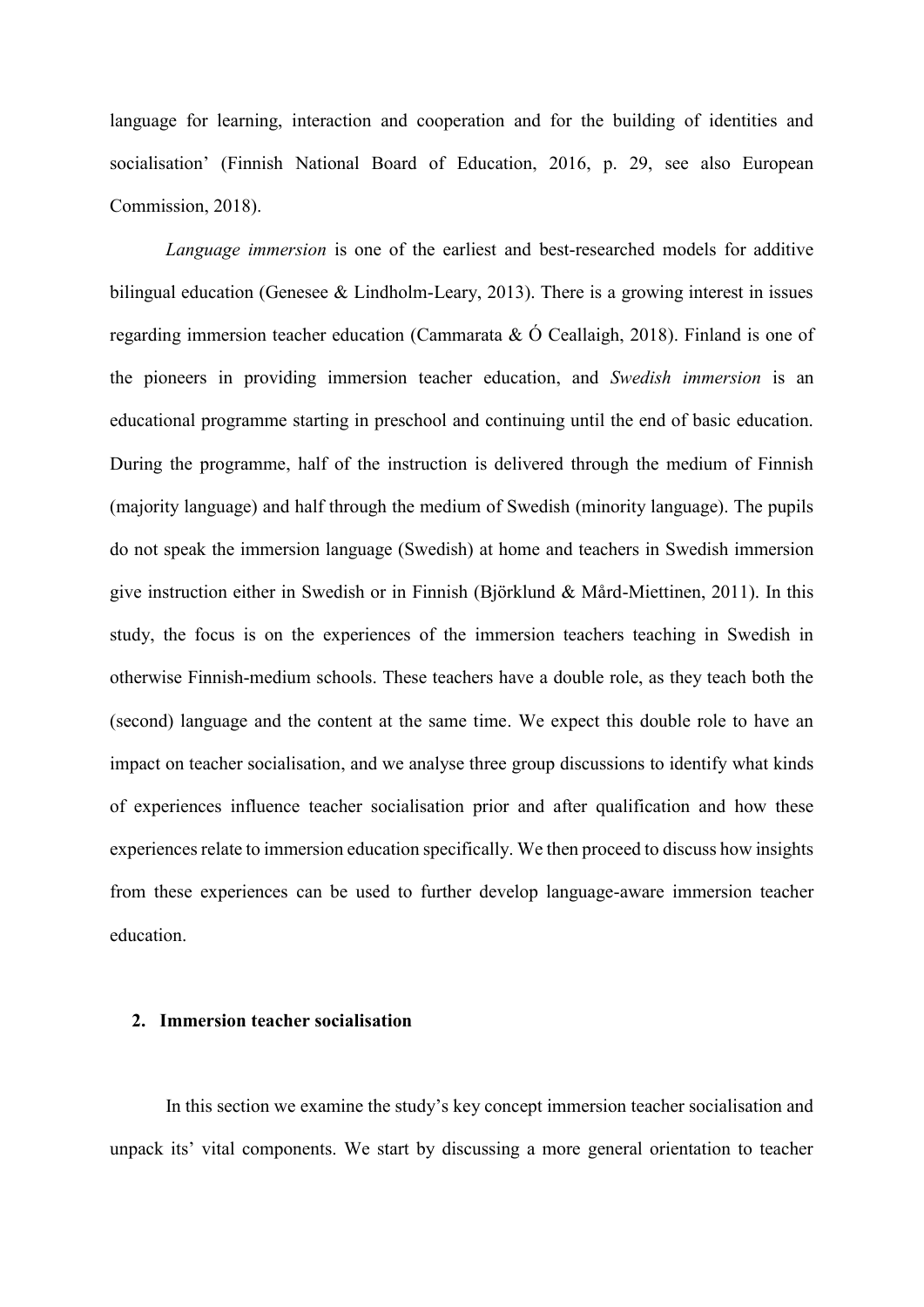language for learning, interaction and cooperation and for the building of identities and socialisation' (Finnish National Board of Education, 2016, p. 29, see also European Commission, 2018).

*Language immersion* is one of the earliest and best-researched models for additive bilingual education (Genesee & Lindholm-Leary, 2013). There is a growing interest in issues regarding immersion teacher education (Cammarata & Ó Ceallaigh, 2018). Finland is one of the pioneers in providing immersion teacher education, and *Swedish immersion* is an educational programme starting in preschool and continuing until the end of basic education. During the programme, half of the instruction is delivered through the medium of Finnish (majority language) and half through the medium of Swedish (minority language). The pupils do not speak the immersion language (Swedish) at home and teachers in Swedish immersion give instruction either in Swedish or in Finnish (Björklund & Mård-Miettinen, 2011). In this study, the focus is on the experiences of the immersion teachers teaching in Swedish in otherwise Finnish-medium schools. These teachers have a double role, as they teach both the (second) language and the content at the same time. We expect this double role to have an impact on teacher socialisation, and we analyse three group discussions to identify what kinds of experiences influence teacher socialisation prior and after qualification and how these experiences relate to immersion education specifically. We then proceed to discuss how insights from these experiences can be used to further develop language-aware immersion teacher education.

## 2. Immersion teacher socialisation

In this section we examine the study's key concept immersion teacher socialisation and unpack its' vital components. We start by discussing a more general orientation to teacher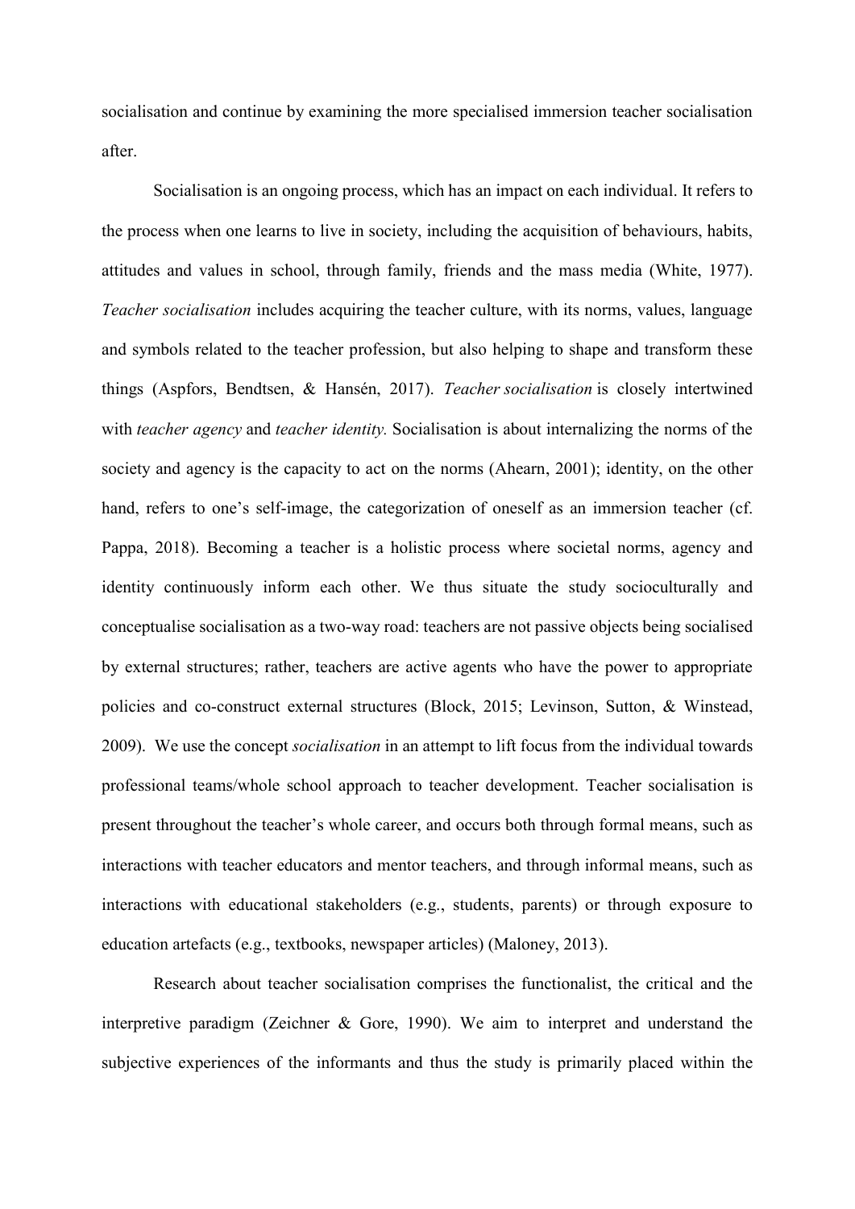socialisation and continue by examining the more specialised immersion teacher socialisation after.

Socialisation is an ongoing process, which has an impact on each individual. It refers to the process when one learns to live in society, including the acquisition of behaviours, habits, attitudes and values in school, through family, friends and the mass media (White, 1977). *Teacher socialisation* includes acquiring the teacher culture, with its norms, values, language and symbols related to the teacher profession, but also helping to shape and transform these things (Aspfors, Bendtsen, & Hansén, 2017). *Teacher socialisation* is closely intertwined with *teacher agency* and *teacher identity.* Socialisation is about internalizing the norms of the society and agency is the capacity to act on the norms (Ahearn, 2001); identity, on the other hand, refers to one's self-image, the categorization of oneself as an immersion teacher (cf. Pappa, 2018). Becoming a teacher is a holistic process where societal norms, agency and identity continuously inform each other. We thus situate the study socioculturally and conceptualise socialisation as a two-way road: teachers are not passive objects being socialised by external structures; rather, teachers are active agents who have the power to appropriate policies and co-construct external structures (Block, 2015; Levinson, Sutton, & Winstead, 2009). We use the concept *socialisation* in an attempt to lift focus from the individual towards professional teams/whole school approach to teacher development. Teacher socialisation is present throughout the teacher's whole career, and occurs both through formal means, such as interactions with teacher educators and mentor teachers, and through informal means, such as interactions with educational stakeholders (e.g., students, parents) or through exposure to education artefacts (e.g., textbooks, newspaper articles) (Maloney, 2013).

Research about teacher socialisation comprises the functionalist, the critical and the interpretive paradigm (Zeichner & Gore, 1990). We aim to interpret and understand the subjective experiences of the informants and thus the study is primarily placed within the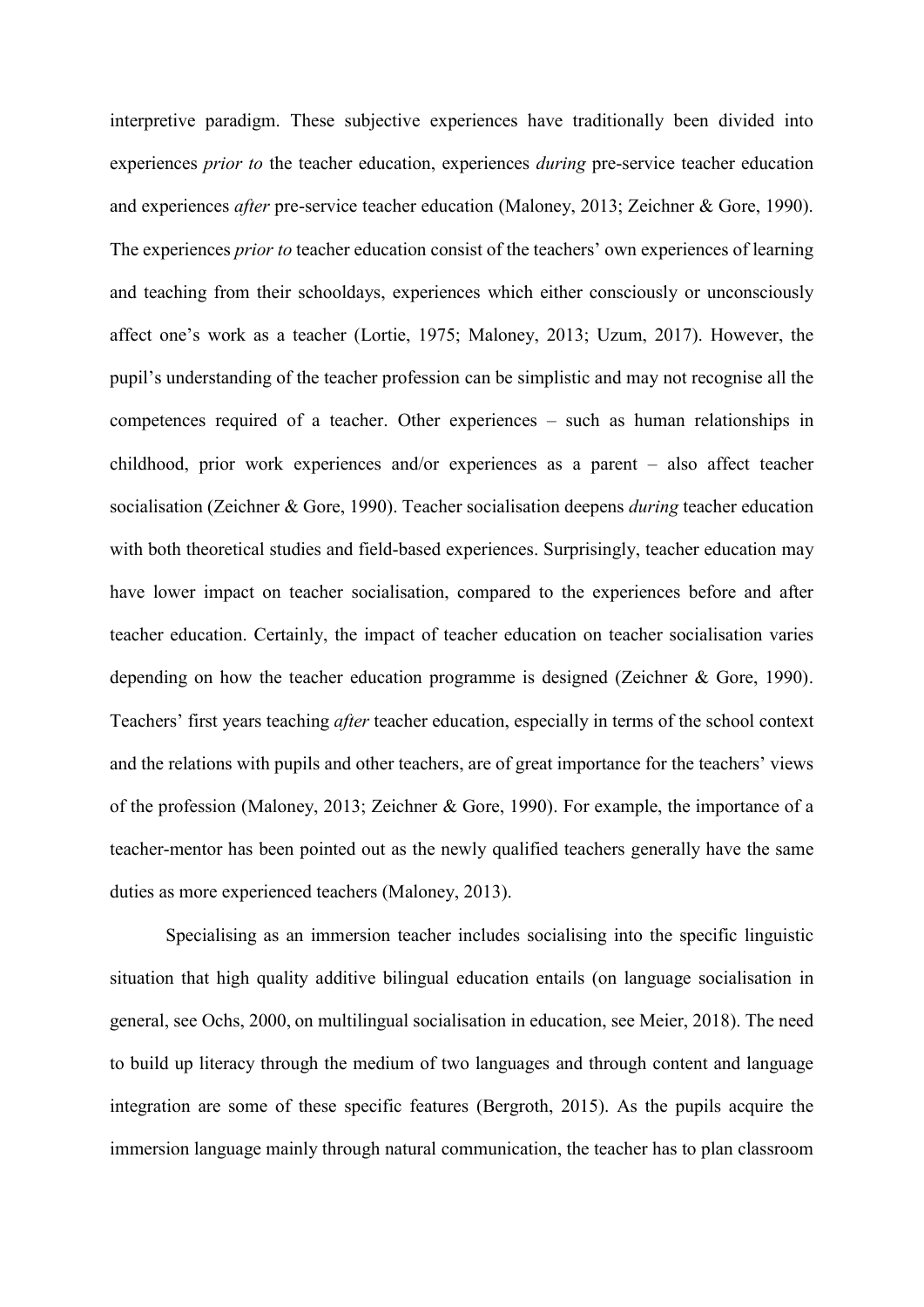interpretive paradigm. These subjective experiences have traditionally been divided into experiences *prior to* the teacher education, experiences *during* pre-service teacher education and experiences *after* pre-service teacher education (Maloney, 2013; Zeichner & Gore, 1990). The experiences *prior to* teacher education consist of the teachers' own experiences of learning and teaching from their schooldays, experiences which either consciously or unconsciously affect one's work as a teacher (Lortie, 1975; Maloney, 2013; Uzum, 2017). However, the pupil's understanding of the teacher profession can be simplistic and may not recognise all the competences required of a teacher. Other experiences – such as human relationships in childhood, prior work experiences and/or experiences as a parent – also affect teacher socialisation (Zeichner & Gore, 1990). Teacher socialisation deepens *during* teacher education with both theoretical studies and field-based experiences. Surprisingly, teacher education may have lower impact on teacher socialisation, compared to the experiences before and after teacher education. Certainly, the impact of teacher education on teacher socialisation varies depending on how the teacher education programme is designed (Zeichner & Gore, 1990). Teachers' first years teaching *after* teacher education, especially in terms of the school context and the relations with pupils and other teachers, are of great importance for the teachers' views of the profession (Maloney, 2013; Zeichner & Gore, 1990). For example, the importance of a teacher-mentor has been pointed out as the newly qualified teachers generally have the same duties as more experienced teachers (Maloney, 2013).

Specialising as an immersion teacher includes socialising into the specific linguistic situation that high quality additive bilingual education entails (on language socialisation in general, see Ochs, 2000, on multilingual socialisation in education, see Meier, 2018). The need to build up literacy through the medium of two languages and through content and language integration are some of these specific features (Bergroth, 2015). As the pupils acquire the immersion language mainly through natural communication, the teacher has to plan classroom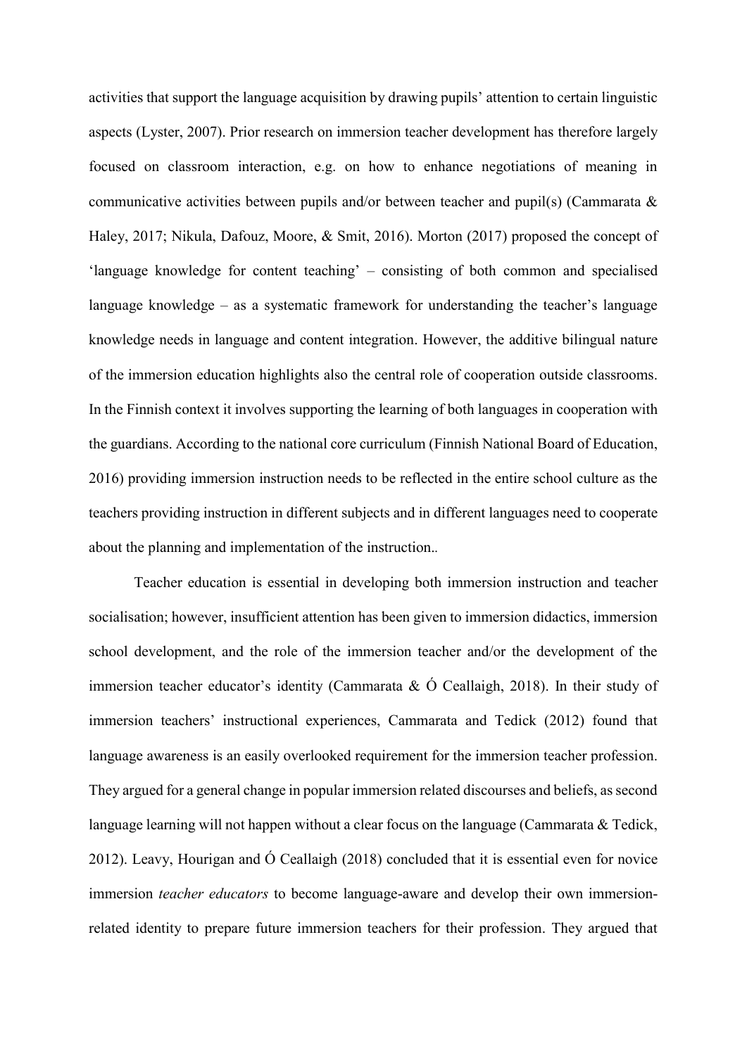activities that support the language acquisition by drawing pupils' attention to certain linguistic aspects (Lyster, 2007). Prior research on immersion teacher development has therefore largely focused on classroom interaction, e.g. on how to enhance negotiations of meaning in communicative activities between pupils and/or between teacher and pupil(s) (Cammarata & Haley, 2017; Nikula, Dafouz, Moore, & Smit, 2016). Morton (2017) proposed the concept of 'language knowledge for content teaching' – consisting of both common and specialised language knowledge – as a systematic framework for understanding the teacher's language knowledge needs in language and content integration. However, the additive bilingual nature of the immersion education highlights also the central role of cooperation outside classrooms. In the Finnish context it involves supporting the learning of both languages in cooperation with the guardians. According to the national core curriculum (Finnish National Board of Education, 2016) providing immersion instruction needs to be reflected in the entire school culture as the teachers providing instruction in different subjects and in different languages need to cooperate about the planning and implementation of the instruction..

Teacher education is essential in developing both immersion instruction and teacher socialisation; however, insufficient attention has been given to immersion didactics, immersion school development, and the role of the immersion teacher and/or the development of the immersion teacher educator's identity (Cammarata & Ó Ceallaigh, 2018). In their study of immersion teachers' instructional experiences, Cammarata and Tedick (2012) found that language awareness is an easily overlooked requirement for the immersion teacher profession. They argued for a general change in popular immersion related discourses and beliefs, as second language learning will not happen without a clear focus on the language (Cammarata & Tedick, 2012). Leavy, Hourigan and Ó Ceallaigh (2018) concluded that it is essential even for novice immersion *teacher educators* to become language-aware and develop their own immersion-related identity to prepare future immersion teachers for their profession. They argued that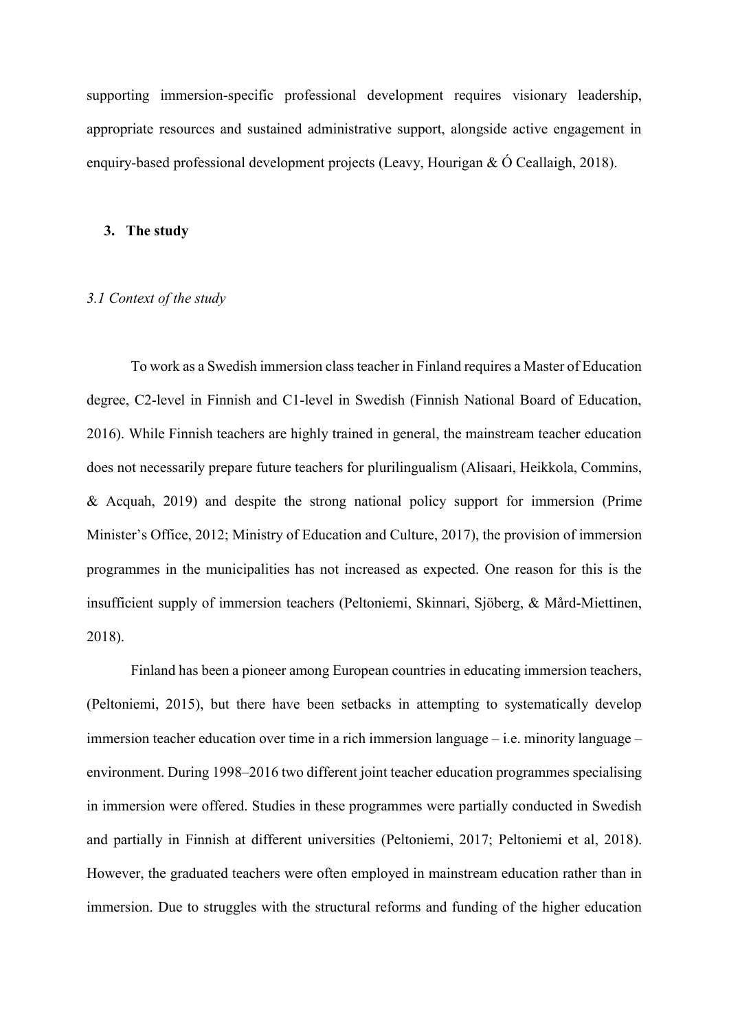supporting immersion-specific professional development requires visionary leadership, appropriate resources and sustained administrative support, alongside active engagement in enquiry-based professional development projects (Leavy, Hourigan & Ó Ceallaigh, 2018).

## 3. The study

### *3.1 Context of the study*

To work as a Swedish immersion class teacher in Finland requires a Master of Education degree, C2-level in Finnish and C1-level in Swedish (Finnish National Board of Education, 2016). While Finnish teachers are highly trained in general, the mainstream teacher education does not necessarily prepare future teachers for plurilingualism (Alisaari, Heikkola, Commins, & Acquah, 2019) and despite the strong national policy support for immersion (Prime Minister's Office, 2012; Ministry of Education and Culture, 2017), the provision of immersion programmes in the municipalities has not increased as expected. One reason for this is the insufficient supply of immersion teachers (Peltoniemi, Skinnari, Sjöberg, & Mård-Miettinen, 2018).

Finland has been a pioneer among European countries in educating immersion teachers, (Peltoniemi, 2015), but there have been setbacks in attempting to systematically develop immersion teacher education over time in a rich immersion language – i.e. minority language – environment. During 1998–2016 two different joint teacher education programmes specialising in immersion were offered. Studies in these programmes were partially conducted in Swedish and partially in Finnish at different universities (Peltoniemi, 2017; Peltoniemi et al, 2018). However, the graduated teachers were often employed in mainstream education rather than in immersion. Due to struggles with the structural reforms and funding of the higher education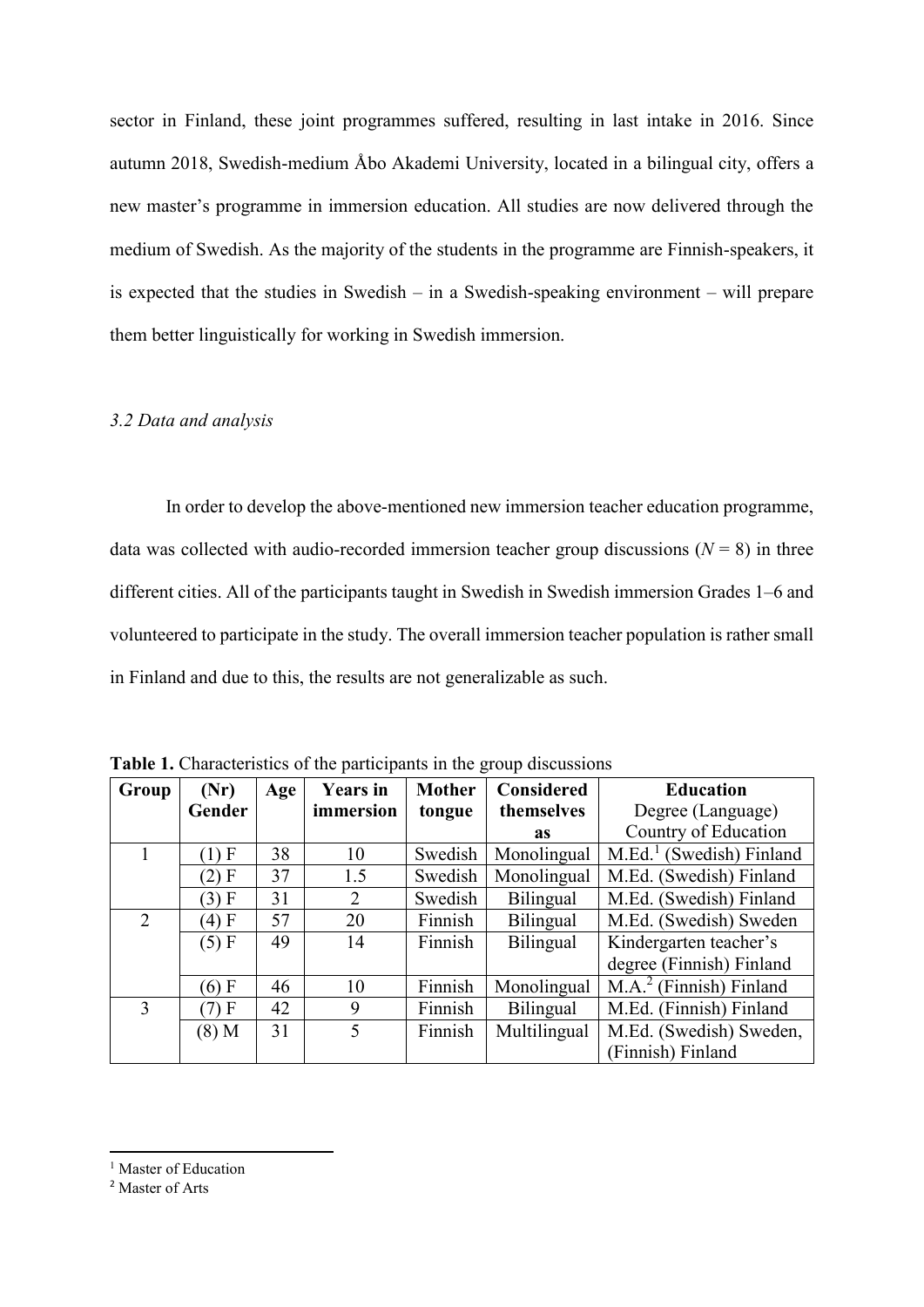sector in Finland, these joint programmes suffered, resulting in last intake in 2016. Since autumn 2018, Swedish-medium Åbo Akademi University, located in a bilingual city, offers a new master's programme in immersion education. All studies are now delivered through the medium of Swedish. As the majority of the students in the programme are Finnish-speakers, it is expected that the studies in Swedish – in a Swedish-speaking environment – will prepare them better linguistically for working in Swedish immersion.

### *3.2 Data and analysis*

In order to develop the above-mentioned new immersion teacher education programme, data was collected with audio-recorded immersion teacher group discussions ($N = 8$) in three different cities. All of the participants taught in Swedish in Swedish immersion Grades 1–6 and volunteered to participate in the study. The overall immersion teacher population is rather small in Finland and due to this, the results are not generalizable as such.

**Table 1.** Characteristics of the participants in the group discussions

| Group | (Nr) Gender | Age | Years in immersion | Mother tongue | Considered themselves as | Education Degree (Language) Country of Education |
|---|---|---|---|---|---|---|
| 1 | (1) F | 38 | 10 | Swedish | Monolingual | M.Ed.[1] (Swedish) Finland |
| | (2) F | 37 | 1.5 | Swedish | Monolingual | M.Ed. (Swedish) Finland |
| | (3) F | 31 | 2 | Swedish | Bilingual | M.Ed. (Swedish) Finland |
| 2 | (4) F | 57 | 20 | Finnish | Bilingual | M.Ed. (Swedish) Sweden |
| | (5) F | 49 | 14 | Finnish | Bilingual | Kindergarten teacher's degree (Finnish) Finland |
| | (6) F | 46 | 10 | Finnish | Monolingual | M.A.[2] (Finnish) Finland |
| 3 | (7) F | 42 | 9 | Finnish | Bilingual | M.Ed. (Finnish) Finland |
| | (8) M | 31 | 5 | Finnish | Multilingual | M.Ed. (Swedish) Sweden, (Finnish) Finland |

[1] Master of Education

[2] Master of Arts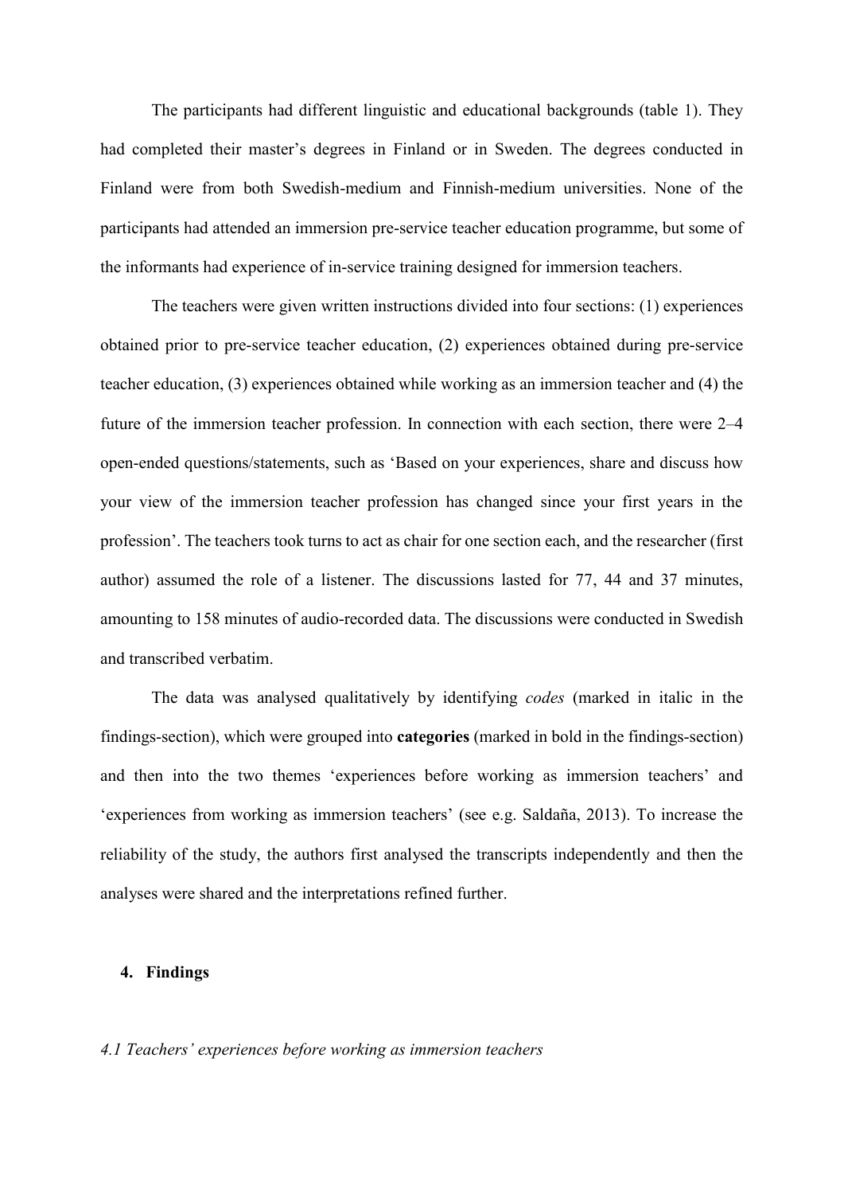The participants had different linguistic and educational backgrounds (table 1). They had completed their master's degrees in Finland or in Sweden. The degrees conducted in Finland were from both Swedish-medium and Finnish-medium universities. None of the participants had attended an immersion pre-service teacher education programme, but some of the informants had experience of in-service training designed for immersion teachers.

The teachers were given written instructions divided into four sections: (1) experiences obtained prior to pre-service teacher education, (2) experiences obtained during pre-service teacher education, (3) experiences obtained while working as an immersion teacher and (4) the future of the immersion teacher profession. In connection with each section, there were 2–4 open-ended questions/statements, such as 'Based on your experiences, share and discuss how your view of the immersion teacher profession has changed since your first years in the profession'. The teachers took turns to act as chair for one section each, and the researcher (first author) assumed the role of a listener. The discussions lasted for 77, 44 and 37 minutes, amounting to 158 minutes of audio-recorded data. The discussions were conducted in Swedish and transcribed verbatim.

The data was analysed qualitatively by identifying *codes* (marked in italic in the findings-section), which were grouped into **categories** (marked in bold in the findings-section) and then into the two themes 'experiences before working as immersion teachers' and 'experiences from working as immersion teachers' (see e.g. Saldaña, 2013). To increase the reliability of the study, the authors first analysed the transcripts independently and then the analyses were shared and the interpretations refined further.

## 4. Findings

### *4.1 Teachers' experiences before working as immersion teachers*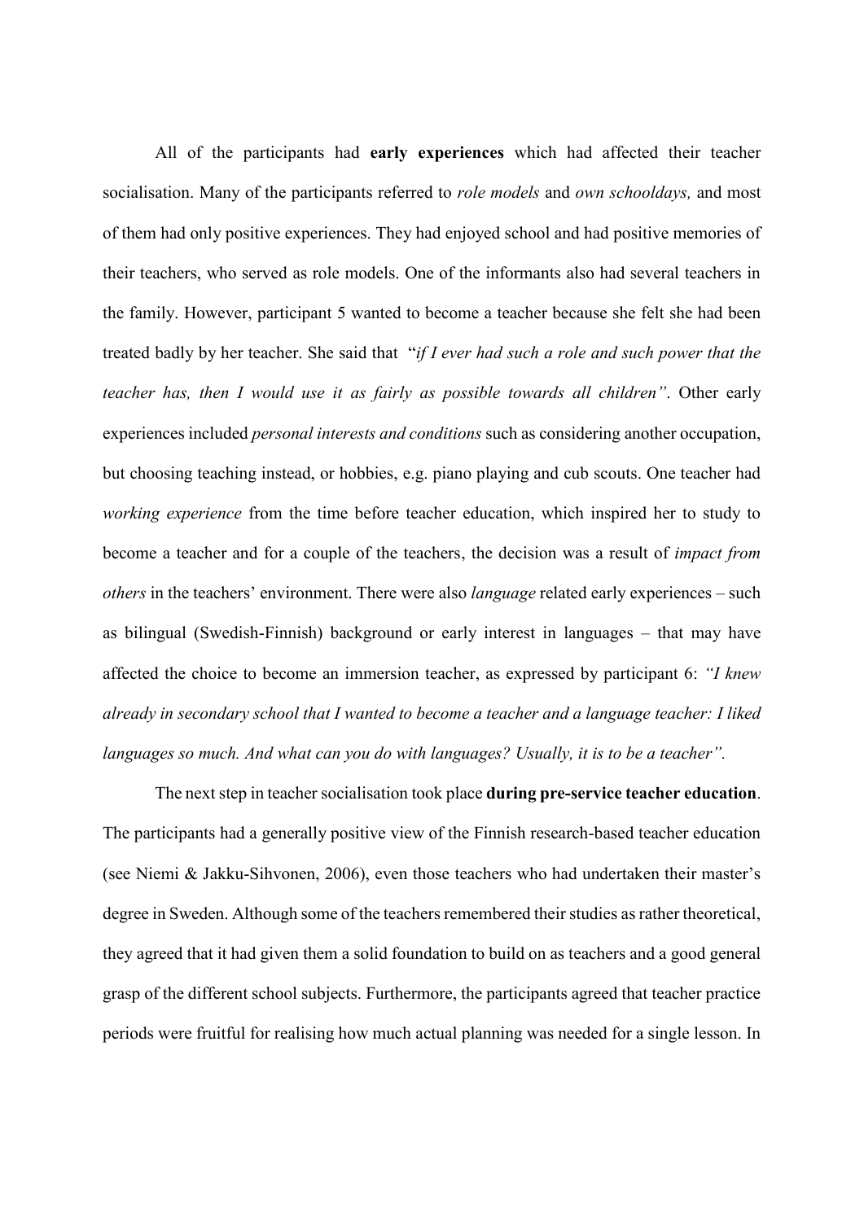All of the participants had **early experiences** which had affected their teacher socialisation. Many of the participants referred to *role models* and *own schooldays,* and most of them had only positive experiences. They had enjoyed school and had positive memories of their teachers, who served as role models. One of the informants also had several teachers in the family. However, participant 5 wanted to become a teacher because she felt she had been treated badly by her teacher. She said that "*if I ever had such a role and such power that the teacher has, then I would use it as fairly as possible towards all children*". Other early experiences included *personal interests and conditions* such as considering another occupation, but choosing teaching instead, or hobbies, e.g. piano playing and cub scouts. One teacher had *working experience* from the time before teacher education, which inspired her to study to become a teacher and for a couple of the teachers, the decision was a result of *impact from others* in the teachers' environment. There were also *language* related early experiences – such as bilingual (Swedish-Finnish) background or early interest in languages – that may have affected the choice to become an immersion teacher, as expressed by participant 6: *"I knew already in secondary school that I wanted to become a teacher and a language teacher: I liked languages so much. And what can you do with languages? Usually, it is to be a teacher".*

The next step in teacher socialisation took place **during pre-service teacher education**. The participants had a generally positive view of the Finnish research-based teacher education (see Niemi & Jakku-Sihvonen, 2006), even those teachers who had undertaken their master's degree in Sweden. Although some of the teachers remembered their studies as rather theoretical, they agreed that it had given them a solid foundation to build on as teachers and a good general grasp of the different school subjects. Furthermore, the participants agreed that teacher practice periods were fruitful for realising how much actual planning was needed for a single lesson. In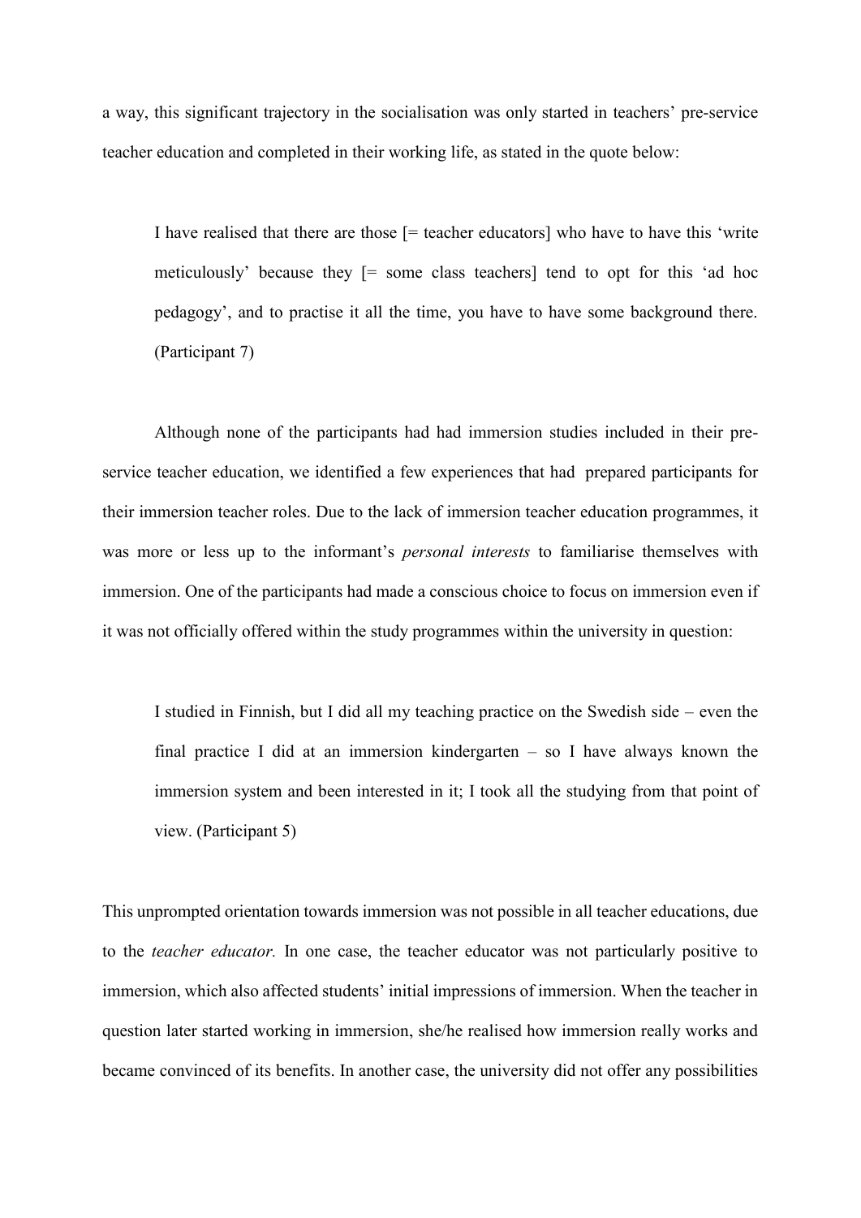a way, this significant trajectory in the socialisation was only started in teachers' pre-service teacher education and completed in their working life, as stated in the quote below:

> I have realised that there are those [= teacher educators] who have to have this 'write meticulously' because they [= some class teachers] tend to opt for this 'ad hoc pedagogy', and to practise it all the time, you have to have some background there. (Participant 7)

Although none of the participants had had immersion studies included in their pre-service teacher education, we identified a few experiences that had prepared participants for their immersion teacher roles. Due to the lack of immersion teacher education programmes, it was more or less up to the informant's *personal interests* to familiarise themselves with immersion. One of the participants had made a conscious choice to focus on immersion even if it was not officially offered within the study programmes within the university in question:

> I studied in Finnish, but I did all my teaching practice on the Swedish side – even the final practice I did at an immersion kindergarten – so I have always known the immersion system and been interested in it; I took all the studying from that point of view. (Participant 5)

This unprompted orientation towards immersion was not possible in all teacher educations, due to the *teacher educator.* In one case, the teacher educator was not particularly positive to immersion, which also affected students' initial impressions of immersion. When the teacher in question later started working in immersion, she/he realised how immersion really works and became convinced of its benefits. In another case, the university did not offer any possibilities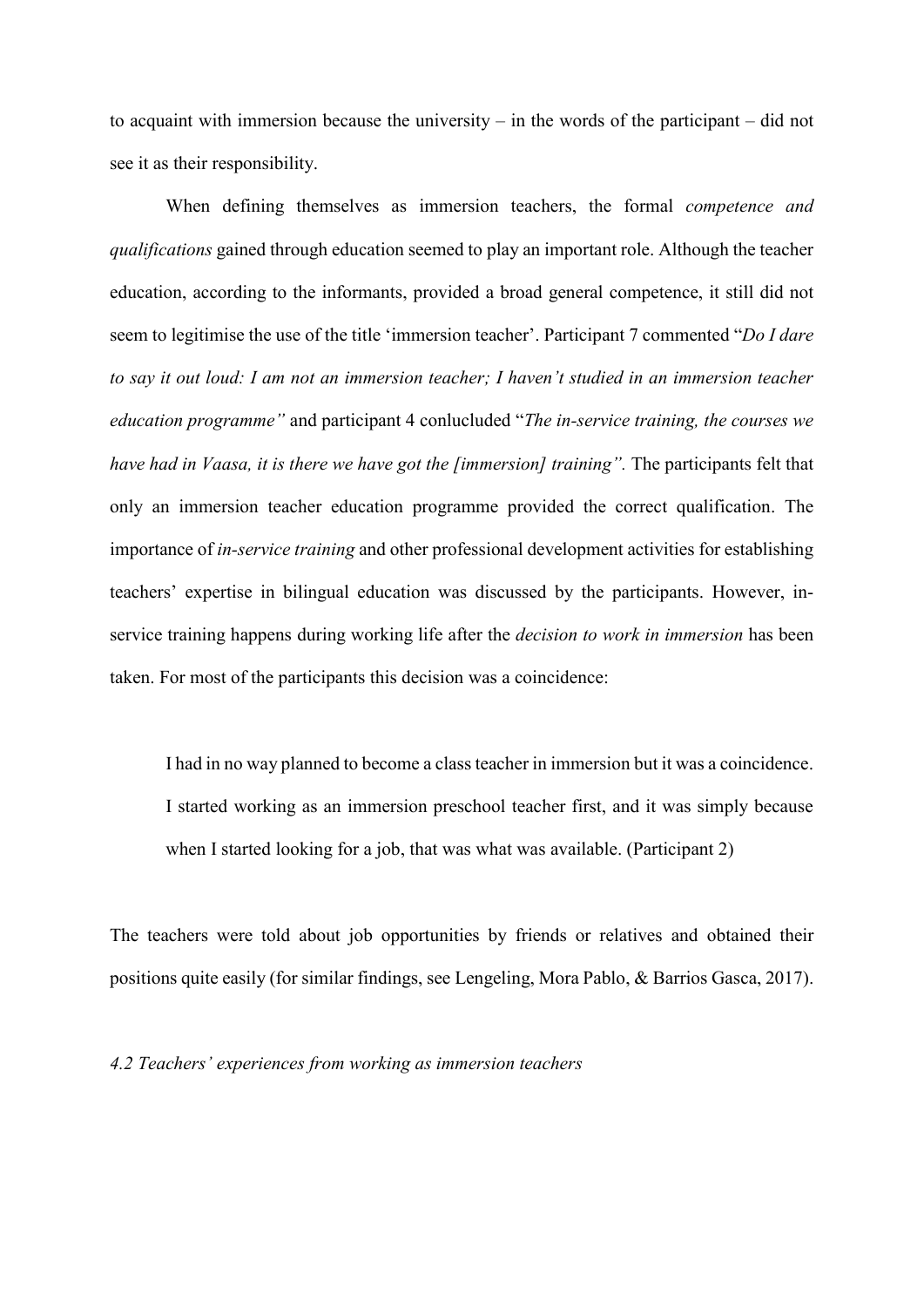to acquaint with immersion because the university – in the words of the participant – did not see it as their responsibility.

When defining themselves as immersion teachers, the formal *competence and qualifications* gained through education seemed to play an important role. Although the teacher education, according to the informants, provided a broad general competence, it still did not seem to legitimise the use of the title 'immersion teacher'. Participant 7 commented "*Do I dare to say it out loud: I am not an immersion teacher; I haven't studied in an immersion teacher education programme"* and participant 4 conlucluded "*The in-service training, the courses we have had in Vaasa, it is there we have got the [immersion] training".* The participants felt that only an immersion teacher education programme provided the correct qualification. The importance of *in-service training* and other professional development activities for establishing teachers' expertise in bilingual education was discussed by the participants. However, in-service training happens during working life after the *decision to work in immersion* has been taken. For most of the participants this decision was a coincidence:

> I had in no way planned to become a class teacher in immersion but it was a coincidence. I started working as an immersion preschool teacher first, and it was simply because when I started looking for a job, that was what was available. (Participant 2)

The teachers were told about job opportunities by friends or relatives and obtained their positions quite easily (for similar findings, see Lengeling, Mora Pablo, & Barrios Gasca, 2017).

### *4.2 Teachers' experiences from working as immersion teachers*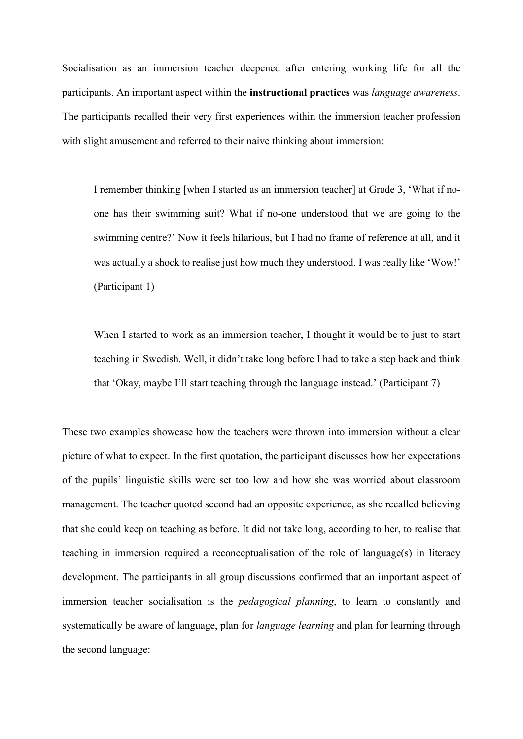Socialisation as an immersion teacher deepened after entering working life for all the participants. An important aspect within the **instructional practices** was *language awareness*. The participants recalled their very first experiences within the immersion teacher profession with slight amusement and referred to their naive thinking about immersion:

> I remember thinking [when I started as an immersion teacher] at Grade 3, 'What if no-one has their swimming suit? What if no-one understood that we are going to the swimming centre?' Now it feels hilarious, but I had no frame of reference at all, and it was actually a shock to realise just how much they understood. I was really like 'Wow!' (Participant 1)

> When I started to work as an immersion teacher, I thought it would be to just to start teaching in Swedish. Well, it didn't take long before I had to take a step back and think that 'Okay, maybe I'll start teaching through the language instead.' (Participant 7)

These two examples showcase how the teachers were thrown into immersion without a clear picture of what to expect. In the first quotation, the participant discusses how her expectations of the pupils' linguistic skills were set too low and how she was worried about classroom management. The teacher quoted second had an opposite experience, as she recalled believing that she could keep on teaching as before. It did not take long, according to her, to realise that teaching in immersion required a reconceptualisation of the role of language(s) in literacy development. The participants in all group discussions confirmed that an important aspect of immersion teacher socialisation is the *pedagogical planning*, to learn to constantly and systematically be aware of language, plan for *language learning* and plan for learning through the second language: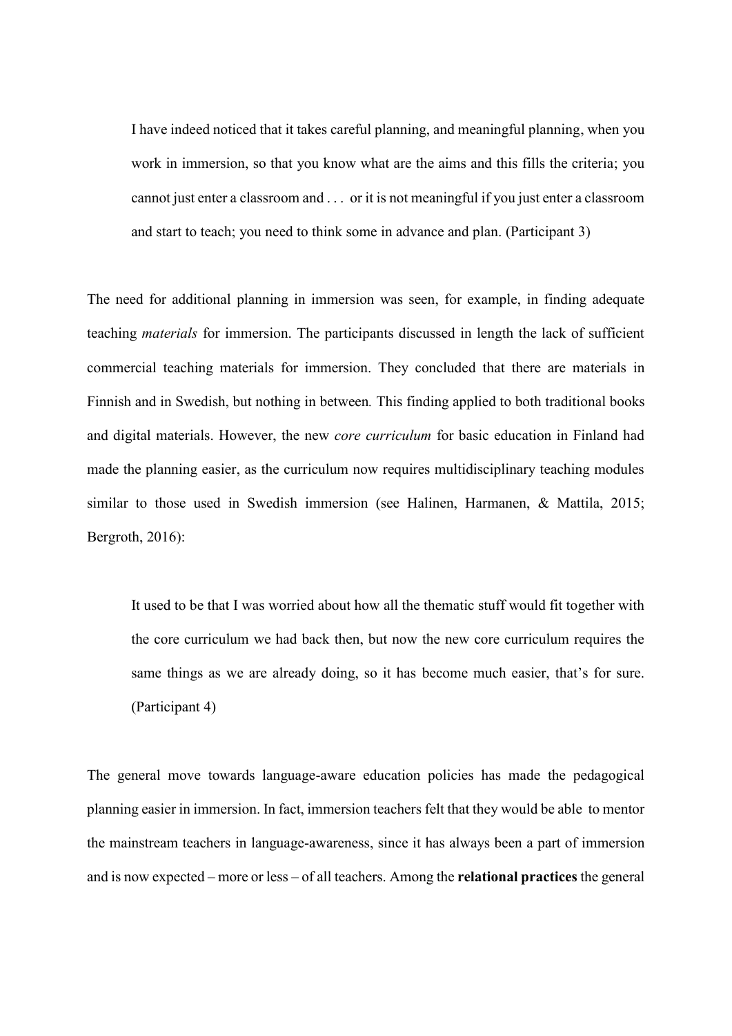> I have indeed noticed that it takes careful planning, and meaningful planning, when you work in immersion, so that you know what are the aims and this fills the criteria; you cannot just enter a classroom and . . . or it is not meaningful if you just enter a classroom and start to teach; you need to think some in advance and plan. (Participant 3)

The need for additional planning in immersion was seen, for example, in finding adequate teaching *materials* for immersion. The participants discussed in length the lack of sufficient commercial teaching materials for immersion. They concluded that there are materials in Finnish and in Swedish, but nothing in between. This finding applied to both traditional books and digital materials. However, the new *core curriculum* for basic education in Finland had made the planning easier, as the curriculum now requires multidisciplinary teaching modules similar to those used in Swedish immersion (see Halinen, Harmanen, & Mattila, 2015; Bergroth, 2016):

> It used to be that I was worried about how all the thematic stuff would fit together with the core curriculum we had back then, but now the new core curriculum requires the same things as we are already doing, so it has become much easier, that's for sure. (Participant 4)

The general move towards language-aware education policies has made the pedagogical planning easier in immersion. In fact, immersion teachers felt that they would be able to mentor the mainstream teachers in language-awareness, since it has always been a part of immersion and is now expected – more or less – of all teachers. Among the **relational practices** the general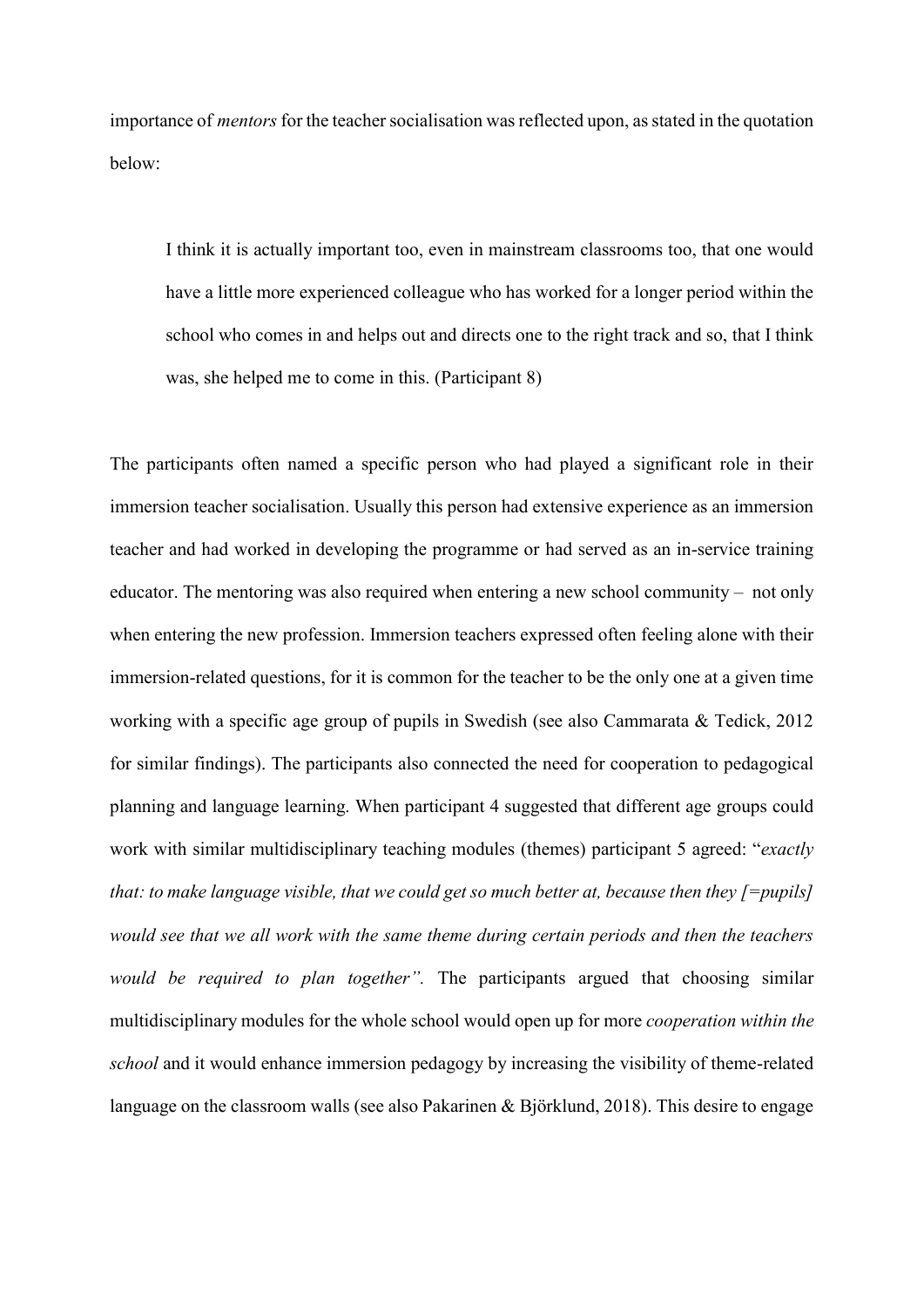importance of *mentors* for the teacher socialisation was reflected upon, as stated in the quotation below:

> I think it is actually important too, even in mainstream classrooms too, that one would have a little more experienced colleague who has worked for a longer period within the school who comes in and helps out and directs one to the right track and so, that I think was, she helped me to come in this. (Participant 8)

The participants often named a specific person who had played a significant role in their immersion teacher socialisation. Usually this person had extensive experience as an immersion teacher and had worked in developing the programme or had served as an in-service training educator. The mentoring was also required when entering a new school community – not only when entering the new profession. Immersion teachers expressed often feeling alone with their immersion-related questions, for it is common for the teacher to be the only one at a given time working with a specific age group of pupils in Swedish (see also Cammarata & Tedick, 2012 for similar findings). The participants also connected the need for cooperation to pedagogical planning and language learning. When participant 4 suggested that different age groups could work with similar multidisciplinary teaching modules (themes) participant 5 agreed: "*exactly that: to make language visible, that we could get so much better at, because then they [=pupils] would see that we all work with the same theme during certain periods and then the teachers would be required to plan together".* The participants argued that choosing similar multidisciplinary modules for the whole school would open up for more *cooperation within the school* and it would enhance immersion pedagogy by increasing the visibility of theme-related language on the classroom walls (see also Pakarinen & Björklund, 2018). This desire to engage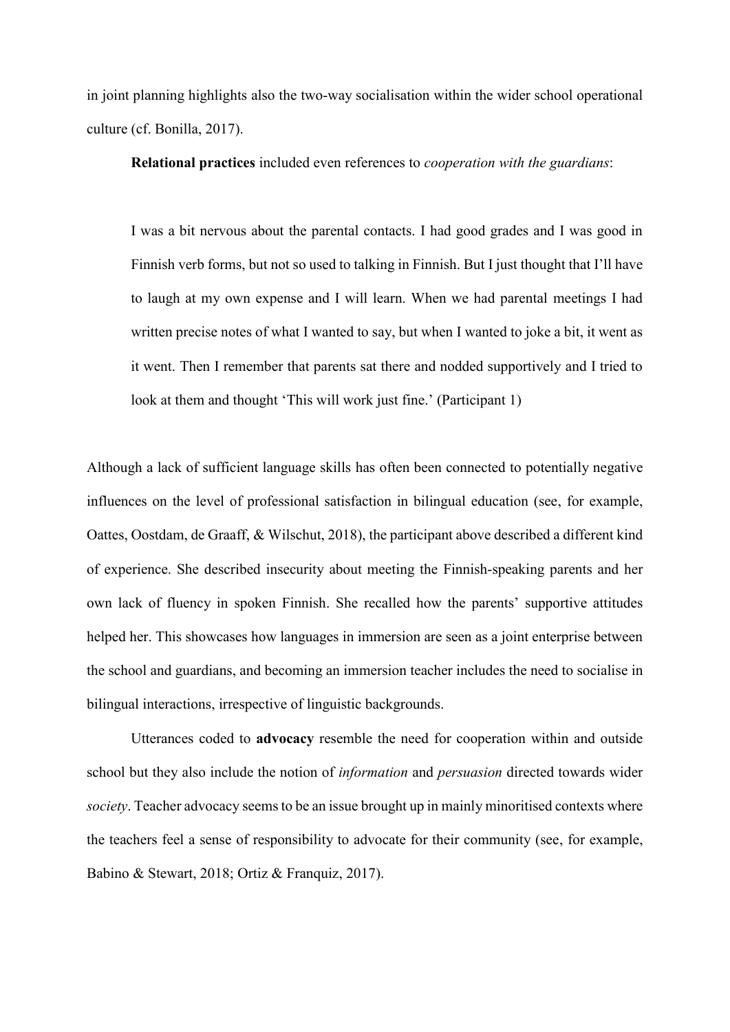in joint planning highlights also the two-way socialisation within the wider school operational culture (cf. Bonilla, 2017).

**Relational practices** included even references to *cooperation with the guardians*:

> I was a bit nervous about the parental contacts. I had good grades and I was good in Finnish verb forms, but not so used to talking in Finnish. But I just thought that I'll have to laugh at my own expense and I will learn. When we had parental meetings I had written precise notes of what I wanted to say, but when I wanted to joke a bit, it went as it went. Then I remember that parents sat there and nodded supportively and I tried to look at them and thought 'This will work just fine.' (Participant 1)

Although a lack of sufficient language skills has often been connected to potentially negative influences on the level of professional satisfaction in bilingual education (see, for example, Oattes, Oostdam, de Graaff, & Wilschut, 2018), the participant above described a different kind of experience. She described insecurity about meeting the Finnish-speaking parents and her own lack of fluency in spoken Finnish. She recalled how the parents' supportive attitudes helped her. This showcases how languages in immersion are seen as a joint enterprise between the school and guardians, and becoming an immersion teacher includes the need to socialise in bilingual interactions, irrespective of linguistic backgrounds.

Utterances coded to **advocacy** resemble the need for cooperation within and outside school but they also include the notion of *information* and *persuasion* directed towards wider *society*. Teacher advocacy seems to be an issue brought up in mainly minoritised contexts where the teachers feel a sense of responsibility to advocate for their community (see, for example, Babino & Stewart, 2018; Ortiz & Franquiz, 2017).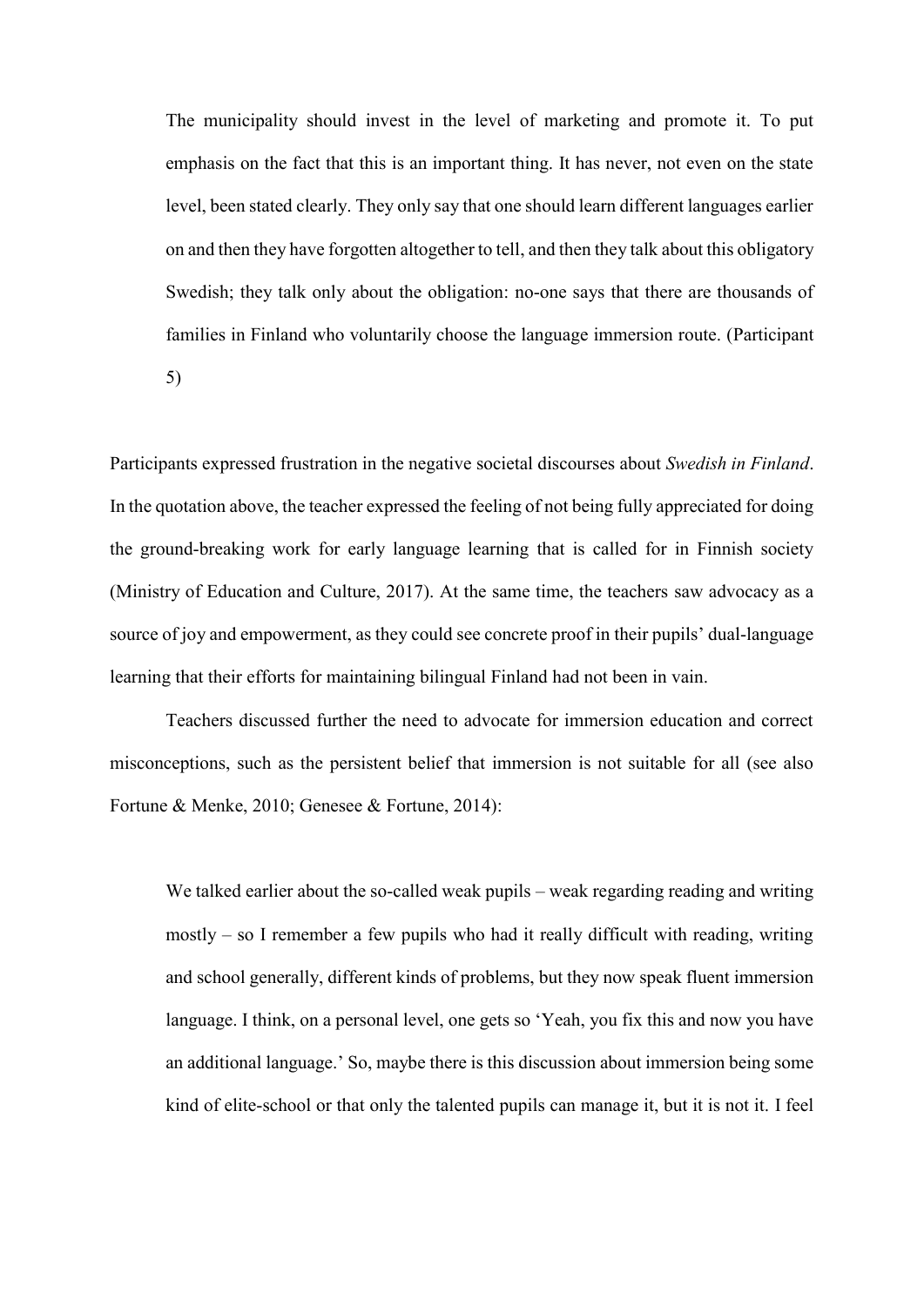> The municipality should invest in the level of marketing and promote it. To put emphasis on the fact that this is an important thing. It has never, not even on the state level, been stated clearly. They only say that one should learn different languages earlier on and then they have forgotten altogether to tell, and then they talk about this obligatory Swedish; they talk only about the obligation: no-one says that there are thousands of families in Finland who voluntarily choose the language immersion route. (Participant 5)

Participants expressed frustration in the negative societal discourses about *Swedish in Finland*. In the quotation above, the teacher expressed the feeling of not being fully appreciated for doing the ground-breaking work for early language learning that is called for in Finnish society (Ministry of Education and Culture, 2017). At the same time, the teachers saw advocacy as a source of joy and empowerment, as they could see concrete proof in their pupils' dual-language learning that their efforts for maintaining bilingual Finland had not been in vain.

Teachers discussed further the need to advocate for immersion education and correct misconceptions, such as the persistent belief that immersion is not suitable for all (see also Fortune & Menke, 2010; Genesee & Fortune, 2014):

> We talked earlier about the so-called weak pupils – weak regarding reading and writing mostly – so I remember a few pupils who had it really difficult with reading, writing and school generally, different kinds of problems, but they now speak fluent immersion language. I think, on a personal level, one gets so 'Yeah, you fix this and now you have an additional language.' So, maybe there is this discussion about immersion being some kind of elite-school or that only the talented pupils can manage it, but it is not it. I feel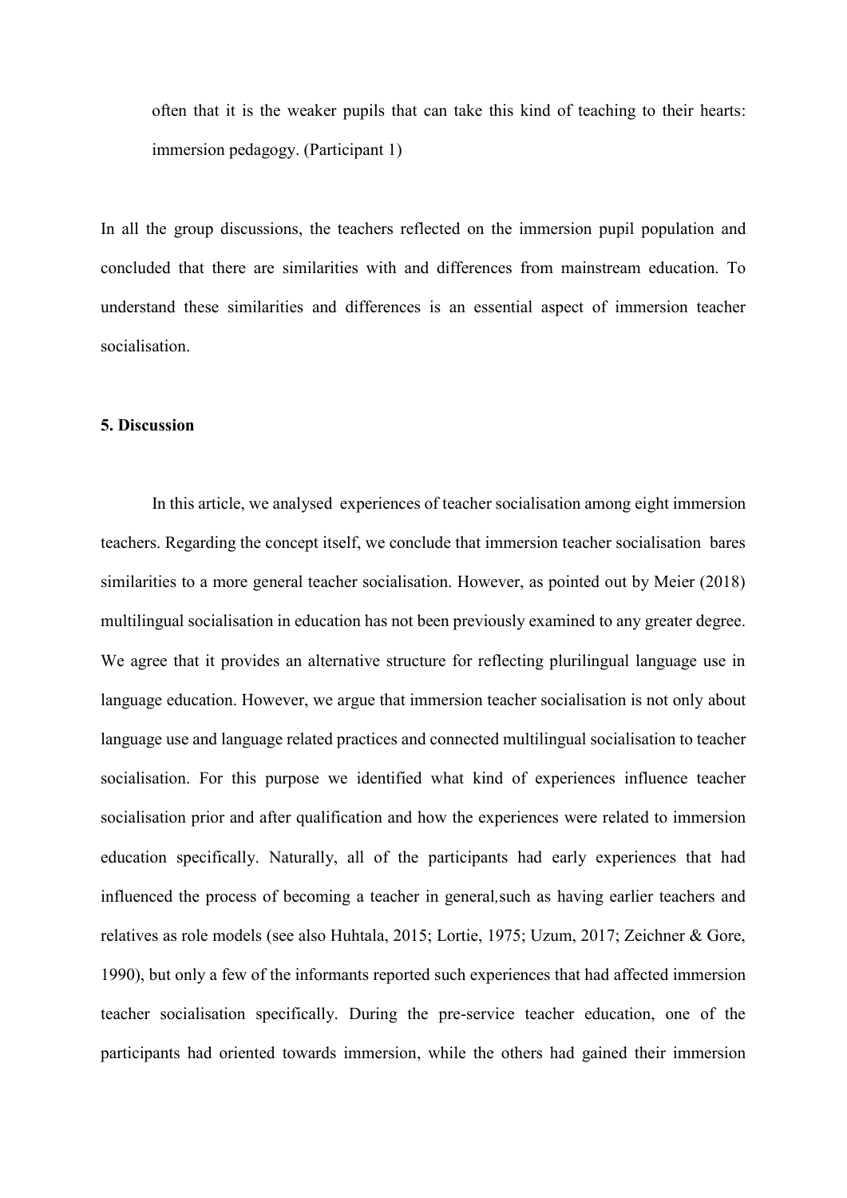often that it is the weaker pupils that can take this kind of teaching to their hearts: immersion pedagogy. (Participant 1)

In all the group discussions, the teachers reflected on the immersion pupil population and concluded that there are similarities with and differences from mainstream education. To understand these similarities and differences is an essential aspect of immersion teacher socialisation.

## 5. Discussion

In this article, we analysed experiences of teacher socialisation among eight immersion teachers. Regarding the concept itself, we conclude that immersion teacher socialisation bares similarities to a more general teacher socialisation. However, as pointed out by Meier (2018) multilingual socialisation in education has not been previously examined to any greater degree. We agree that it provides an alternative structure for reflecting plurilingual language use in language education. However, we argue that immersion teacher socialisation is not only about language use and language related practices and connected multilingual socialisation to teacher socialisation. For this purpose we identified what kind of experiences influence teacher socialisation prior and after qualification and how the experiences were related to immersion education specifically. Naturally, all of the participants had early experiences that had influenced the process of becoming a teacher in general, such as having earlier teachers and relatives as role models (see also Huhtala, 2015; Lortie, 1975; Uzum, 2017; Zeichner & Gore, 1990), but only a few of the informants reported such experiences that had affected immersion teacher socialisation specifically. During the pre-service teacher education, one of the participants had oriented towards immersion, while the others had gained their immersion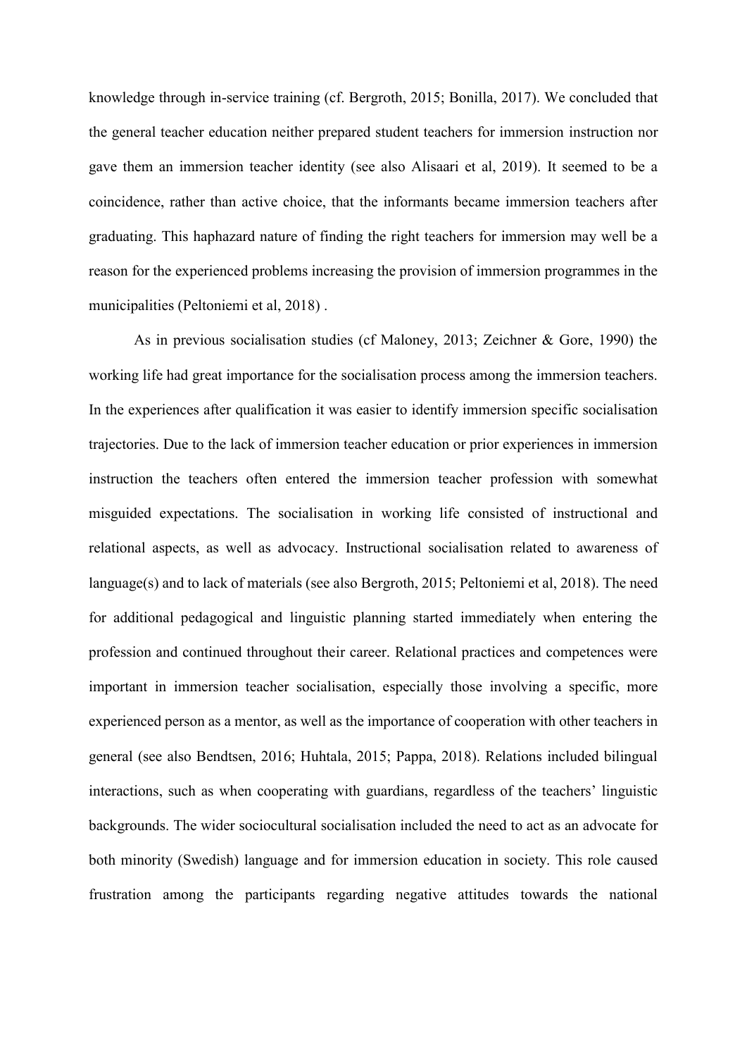knowledge through in-service training (cf. Bergroth, 2015; Bonilla, 2017). We concluded that the general teacher education neither prepared student teachers for immersion instruction nor gave them an immersion teacher identity (see also Alisaari et al, 2019). It seemed to be a coincidence, rather than active choice, that the informants became immersion teachers after graduating. This haphazard nature of finding the right teachers for immersion may well be a reason for the experienced problems increasing the provision of immersion programmes in the municipalities (Peltoniemi et al, 2018) .

As in previous socialisation studies (cf Maloney, 2013; Zeichner & Gore, 1990) the working life had great importance for the socialisation process among the immersion teachers. In the experiences after qualification it was easier to identify immersion specific socialisation trajectories. Due to the lack of immersion teacher education or prior experiences in immersion instruction the teachers often entered the immersion teacher profession with somewhat misguided expectations. The socialisation in working life consisted of instructional and relational aspects, as well as advocacy. Instructional socialisation related to awareness of language(s) and to lack of materials (see also Bergroth, 2015; Peltoniemi et al, 2018). The need for additional pedagogical and linguistic planning started immediately when entering the profession and continued throughout their career. Relational practices and competences were important in immersion teacher socialisation, especially those involving a specific, more experienced person as a mentor, as well as the importance of cooperation with other teachers in general (see also Bendtsen, 2016; Huhtala, 2015; Pappa, 2018). Relations included bilingual interactions, such as when cooperating with guardians, regardless of the teachers' linguistic backgrounds. The wider sociocultural socialisation included the need to act as an advocate for both minority (Swedish) language and for immersion education in society. This role caused frustration among the participants regarding negative attitudes towards the national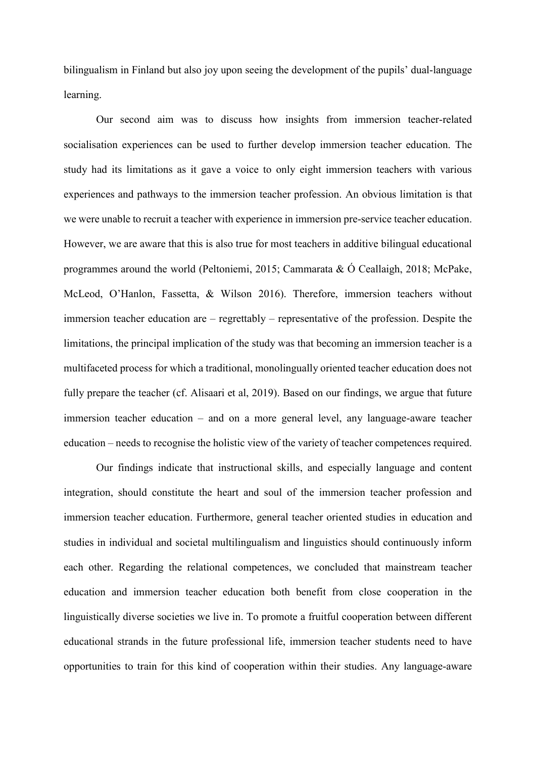bilingualism in Finland but also joy upon seeing the development of the pupils' dual-language learning.

Our second aim was to discuss how insights from immersion teacher-related socialisation experiences can be used to further develop immersion teacher education. The study had its limitations as it gave a voice to only eight immersion teachers with various experiences and pathways to the immersion teacher profession. An obvious limitation is that we were unable to recruit a teacher with experience in immersion pre-service teacher education. However, we are aware that this is also true for most teachers in additive bilingual educational programmes around the world (Peltoniemi, 2015; Cammarata & Ó Ceallaigh, 2018; McPake, McLeod, O'Hanlon, Fassetta, & Wilson 2016). Therefore, immersion teachers without immersion teacher education are – regrettably – representative of the profession. Despite the limitations, the principal implication of the study was that becoming an immersion teacher is a multifaceted process for which a traditional, monolingually oriented teacher education does not fully prepare the teacher (cf. Alisaari et al, 2019). Based on our findings, we argue that future immersion teacher education – and on a more general level, any language-aware teacher education – needs to recognise the holistic view of the variety of teacher competences required.

Our findings indicate that instructional skills, and especially language and content integration, should constitute the heart and soul of the immersion teacher profession and immersion teacher education. Furthermore, general teacher oriented studies in education and studies in individual and societal multilingualism and linguistics should continuously inform each other. Regarding the relational competences, we concluded that mainstream teacher education and immersion teacher education both benefit from close cooperation in the linguistically diverse societies we live in. To promote a fruitful cooperation between different educational strands in the future professional life, immersion teacher students need to have opportunities to train for this kind of cooperation within their studies. Any language-aware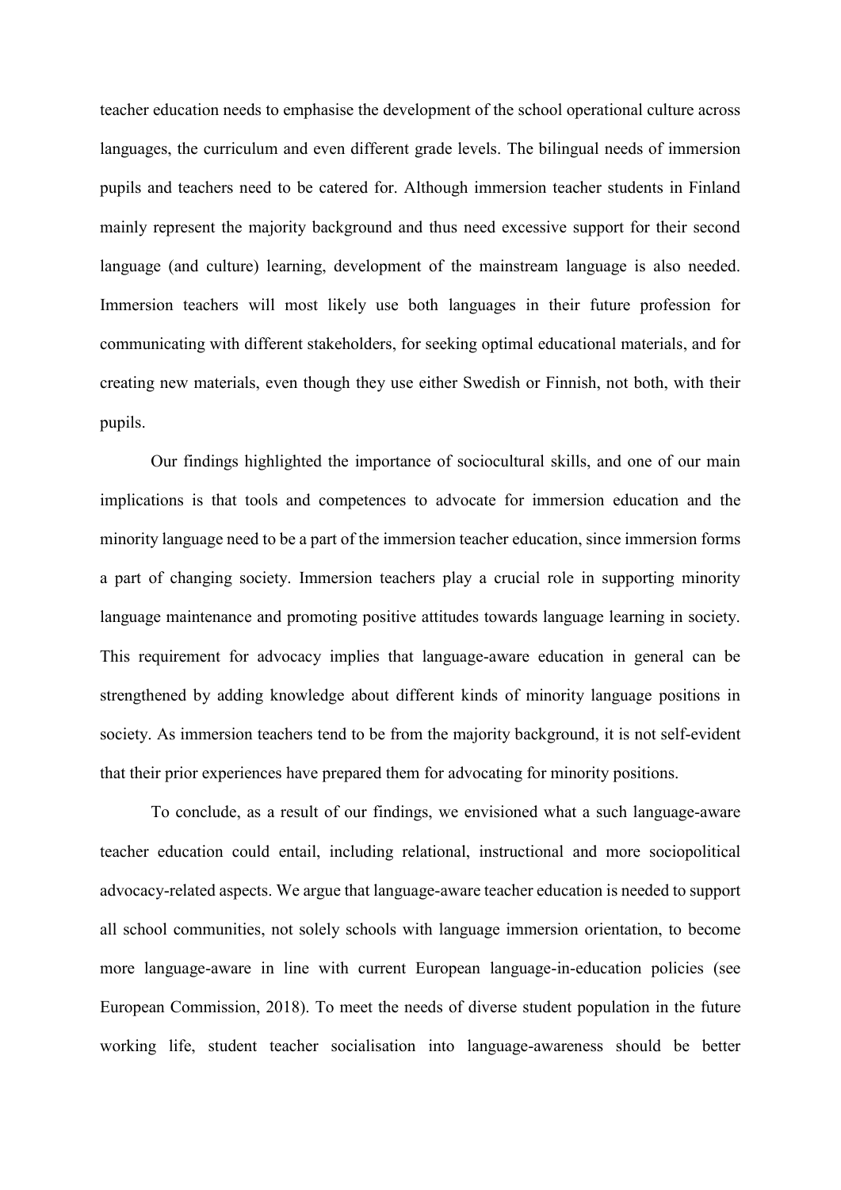teacher education needs to emphasise the development of the school operational culture across languages, the curriculum and even different grade levels. The bilingual needs of immersion pupils and teachers need to be catered for. Although immersion teacher students in Finland mainly represent the majority background and thus need excessive support for their second language (and culture) learning, development of the mainstream language is also needed. Immersion teachers will most likely use both languages in their future profession for communicating with different stakeholders, for seeking optimal educational materials, and for creating new materials, even though they use either Swedish or Finnish, not both, with their pupils.

Our findings highlighted the importance of sociocultural skills, and one of our main implications is that tools and competences to advocate for immersion education and the minority language need to be a part of the immersion teacher education, since immersion forms a part of changing society. Immersion teachers play a crucial role in supporting minority language maintenance and promoting positive attitudes towards language learning in society. This requirement for advocacy implies that language-aware education in general can be strengthened by adding knowledge about different kinds of minority language positions in society. As immersion teachers tend to be from the majority background, it is not self-evident that their prior experiences have prepared them for advocating for minority positions.

To conclude, as a result of our findings, we envisioned what a such language-aware teacher education could entail, including relational, instructional and more sociopolitical advocacy-related aspects. We argue that language-aware teacher education is needed to support all school communities, not solely schools with language immersion orientation, to become more language-aware in line with current European language-in-education policies (see European Commission, 2018). To meet the needs of diverse student population in the future working life, student teacher socialisation into language-awareness should be better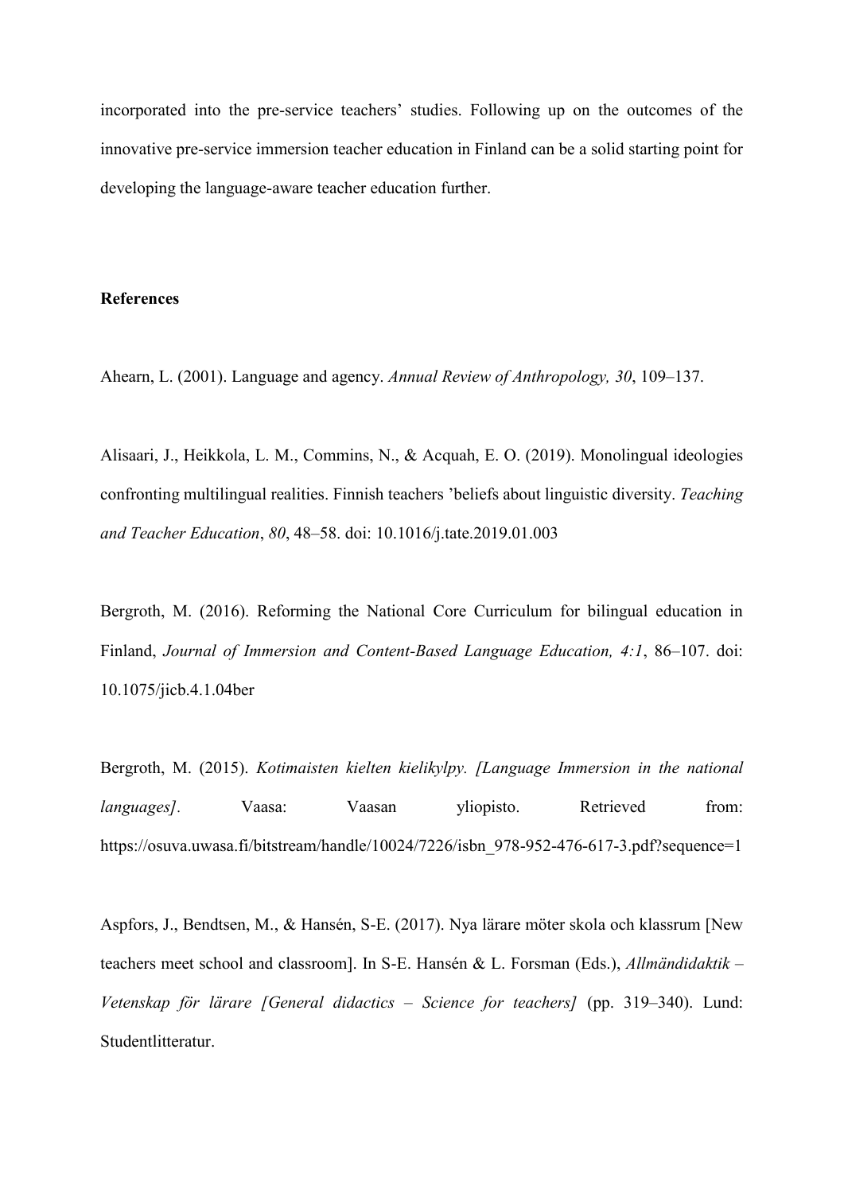incorporated into the pre-service teachers' studies. Following up on the outcomes of the innovative pre-service immersion teacher education in Finland can be a solid starting point for developing the language-aware teacher education further.

**References**

Ahearn, L. (2001). Language and agency. *Annual Review of Anthropology, 30*, 109–137.

Alisaari, J., Heikkola, L. M., Commins, N., & Acquah, E. O. (2019). Monolingual ideologies confronting multilingual realities. Finnish teachers 'beliefs about linguistic diversity. *Teaching and Teacher Education*, *80*, 48–58. doi: 10.1016/j.tate.2019.01.003

Bergroth, M. (2016). Reforming the National Core Curriculum for bilingual education in Finland, *Journal of Immersion and Content-Based Language Education, 4:1*, 86–107. doi: 10.1075/jicb.4.1.04ber

Bergroth, M. (2015). *Kotimaisten kielten kielikylpy. [Language Immersion in the national languages]*. Vaasa: Vaasan yliopisto. Retrieved from: https://osuva.uwasa.fi/bitstream/handle/10024/7226/isbn_978-952-476-617-3.pdf?sequence=1

Aspfors, J., Bendtsen, M., & Hansén, S-E. (2017). Nya lärare möter skola och klassrum [New teachers meet school and classroom]. In S-E. Hansén & L. Forsman (Eds.), *Allmändidaktik – Vetenskap för lärare [General didactics – Science for teachers]* (pp. 319–340). Lund: Studentlitteratur.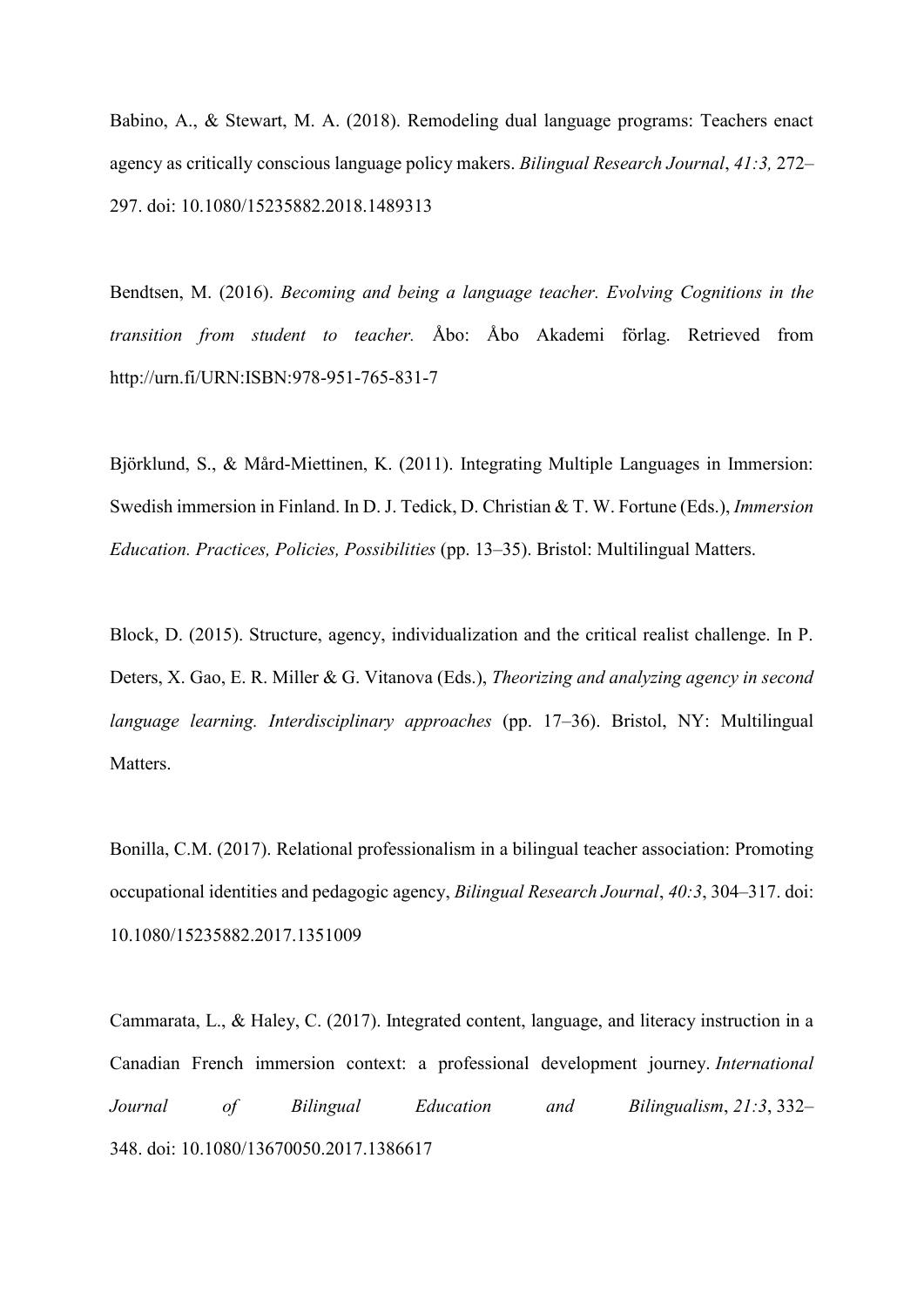Babino, A., & Stewart, M. A. (2018). Remodeling dual language programs: Teachers enact agency as critically conscious language policy makers. *Bilingual Research Journal*, *41:3,* 272–297. doi: 10.1080/15235882.2018.1489313

Bendtsen, M. (2016). *Becoming and being a language teacher. Evolving Cognitions in the transition from student to teacher.* Åbo: Åbo Akademi förlag. Retrieved from http://urn.fi/URN:ISBN:978-951-765-831-7

Björklund, S., & Mård-Miettinen, K. (2011). Integrating Multiple Languages in Immersion: Swedish immersion in Finland. In D. J. Tedick, D. Christian & T. W. Fortune (Eds.), *Immersion Education. Practices, Policies, Possibilities* (pp. 13–35). Bristol: Multilingual Matters.

Block, D. (2015). Structure, agency, individualization and the critical realist challenge. In P. Deters, X. Gao, E. R. Miller & G. Vitanova (Eds.), *Theorizing and analyzing agency in second language learning. Interdisciplinary approaches* (pp. 17–36). Bristol, NY: Multilingual Matters.

Bonilla, C.M. (2017). Relational professionalism in a bilingual teacher association: Promoting occupational identities and pedagogic agency, *Bilingual Research Journal*, *40:3*, 304–317. doi: 10.1080/15235882.2017.1351009

Cammarata, L., & Haley, C. (2017). Integrated content, language, and literacy instruction in a Canadian French immersion context: a professional development journey. *International Journal of Bilingual Education and Bilingualism*, *21:3*, 332–348. doi: 10.1080/13670050.2017.1386617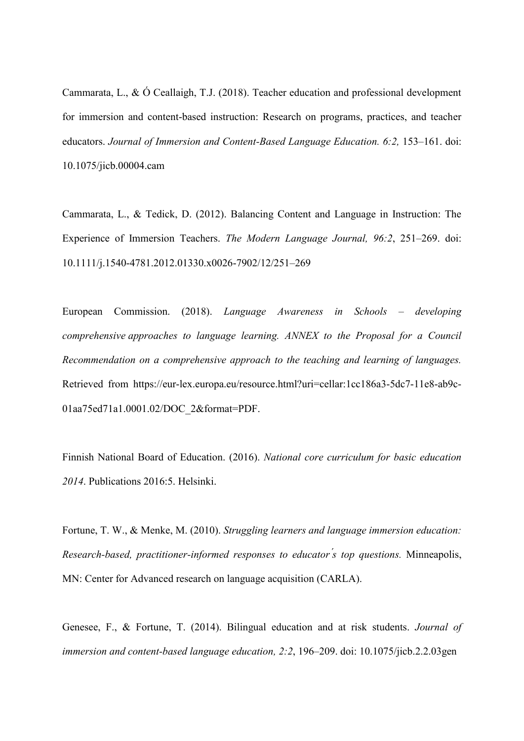Cammarata, L., & Ó Ceallaigh, T.J. (2018). Teacher education and professional development for immersion and content-based instruction: Research on programs, practices, and teacher educators. *Journal of Immersion and Content-Based Language Education. 6:2,* 153–161. doi: 10.1075/jicb.00004.cam

Cammarata, L., & Tedick, D. (2012). Balancing Content and Language in Instruction: The Experience of Immersion Teachers. *The Modern Language Journal, 96:2*, 251–269. doi: 10.1111/j.1540-4781.2012.01330.x0026-7902/12/251–269

European Commission. (2018). *Language Awareness in Schools – developing comprehensive approaches to language learning. ANNEX to the Proposal for a Council Recommendation on a comprehensive approach to the teaching and learning of languages.* Retrieved from https://eur-lex.europa.eu/resource.html?uri=cellar:1cc186a3-5dc7-11e8-ab9c-01aa75ed71a1.0001.02/DOC_2&format=PDF.

Finnish National Board of Education. (2016). *National core curriculum for basic education 2014*. Publications 2016:5. Helsinki.

Fortune, T. W., & Menke, M. (2010). *Struggling learners and language immersion education: Research-based, practitioner-informed responses to educator´s top questions.* Minneapolis, MN: Center for Advanced research on language acquisition (CARLA).

Genesee, F., & Fortune, T. (2014). Bilingual education and at risk students. *Journal of immersion and content-based language education, 2:2*, 196–209. doi: 10.1075/jicb.2.2.03gen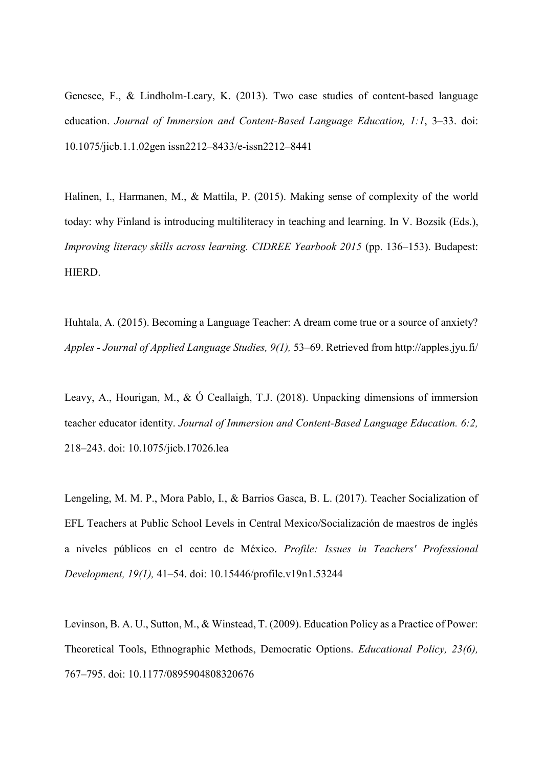Genesee, F., & Lindholm-Leary, K. (2013). Two case studies of content-based language education. *Journal of Immersion and Content-Based Language Education, 1:1*, 3–33. doi: 10.1075/jicb.1.1.02gen issn2212–8433/e-issn2212–8441

Halinen, I., Harmanen, M., & Mattila, P. (2015). Making sense of complexity of the world today: why Finland is introducing multiliteracy in teaching and learning. In V. Bozsik (Eds.), *Improving literacy skills across learning. CIDREE Yearbook 2015* (pp. 136–153). Budapest: HIERD.

Huhtala, A. (2015). Becoming a Language Teacher: A dream come true or a source of anxiety? *Apples - Journal of Applied Language Studies, 9(1),* 53–69. Retrieved from http://apples.jyu.fi/

Leavy, A., Hourigan, M., & Ó Ceallaigh, T.J. (2018). Unpacking dimensions of immersion teacher educator identity. *Journal of Immersion and Content-Based Language Education. 6:2,* 218–243. doi: 10.1075/jicb.17026.lea

Lengeling, M. M. P., Mora Pablo, I., & Barrios Gasca, B. L. (2017). Teacher Socialization of EFL Teachers at Public School Levels in Central Mexico/Socialización de maestros de inglés a niveles públicos en el centro de México. *Profile: Issues in Teachers' Professional Development, 19(1),* 41–54. doi: 10.15446/profile.v19n1.53244

Levinson, B. A. U., Sutton, M., & Winstead, T. (2009). Education Policy as a Practice of Power: Theoretical Tools, Ethnographic Methods, Democratic Options. *Educational Policy, 23(6),* 767–795. doi: 10.1177/0895904808320676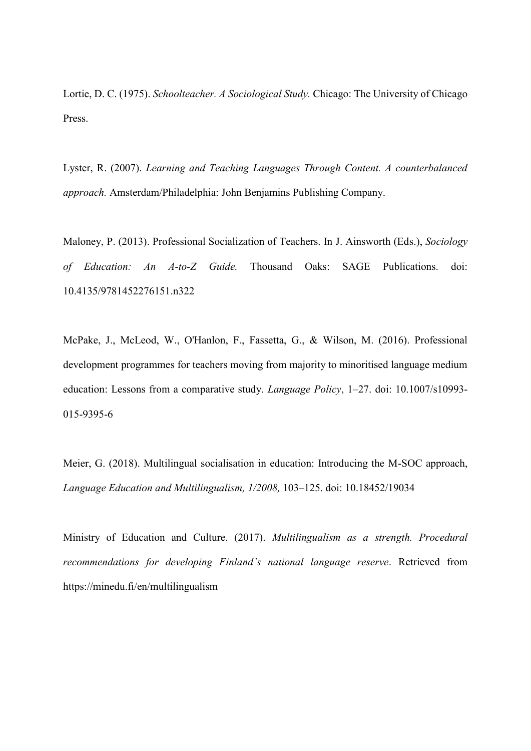Lortie, D. C. (1975). *Schoolteacher. A Sociological Study.* Chicago: The University of Chicago Press.

Lyster, R. (2007). *Learning and Teaching Languages Through Content. A counterbalanced approach.* Amsterdam/Philadelphia: John Benjamins Publishing Company.

Maloney, P. (2013). Professional Socialization of Teachers. In J. Ainsworth (Eds.), *Sociology of Education: An A-to-Z Guide.* Thousand Oaks: SAGE Publications. doi: 10.4135/9781452276151.n322

McPake, J., McLeod, W., O'Hanlon, F., Fassetta, G., & Wilson, M. (2016). Professional development programmes for teachers moving from majority to minoritised language medium education: Lessons from a comparative study. *Language Policy*, 1–27. doi: 10.1007/s10993-015-9395-6

Meier, G. (2018). Multilingual socialisation in education: Introducing the M-SOC approach, *Language Education and Multilingualism, 1/2008,* 103–125. doi: 10.18452/19034

Ministry of Education and Culture. (2017). *Multilingualism as a strength. Procedural recommendations for developing Finland's national language reserve*. Retrieved from https://minedu.fi/en/multilingualism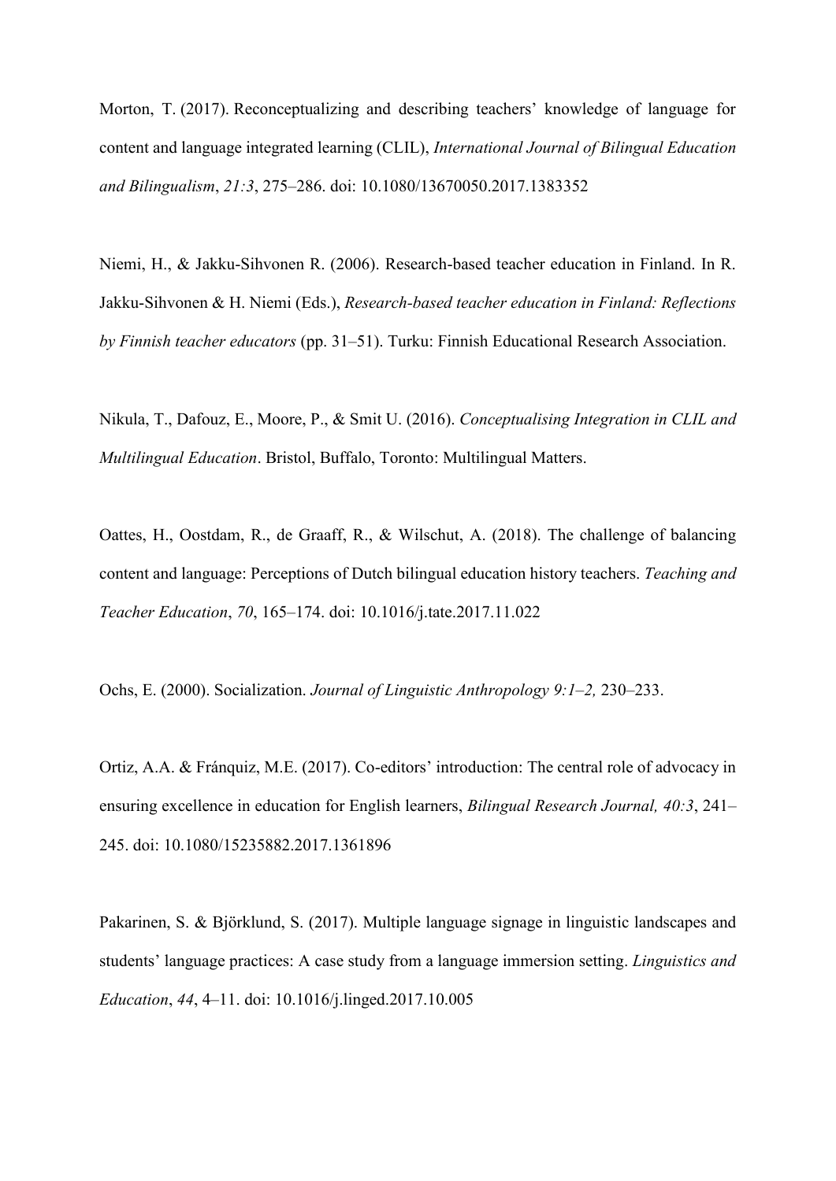Morton, T. (2017). Reconceptualizing and describing teachers' knowledge of language for content and language integrated learning (CLIL), *International Journal of Bilingual Education and Bilingualism*, *21:3*, 275–286. doi: 10.1080/13670050.2017.1383352

Niemi, H., & Jakku-Sihvonen R. (2006). Research-based teacher education in Finland. In R. Jakku-Sihvonen & H. Niemi (Eds.), *Research-based teacher education in Finland: Reflections by Finnish teacher educators* (pp. 31–51). Turku: Finnish Educational Research Association.

Nikula, T., Dafouz, E., Moore, P., & Smit U. (2016). *Conceptualising Integration in CLIL and Multilingual Education*. Bristol, Buffalo, Toronto: Multilingual Matters.

Oattes, H., Oostdam, R., de Graaff, R., & Wilschut, A. (2018). The challenge of balancing content and language: Perceptions of Dutch bilingual education history teachers. *Teaching and Teacher Education*, *70*, 165–174. doi: 10.1016/j.tate.2017.11.022

Ochs, E. (2000). Socialization. *Journal of Linguistic Anthropology 9:1–2,* 230–233.

Ortiz, A.A. & Fránquiz, M.E. (2017). Co-editors' introduction: The central role of advocacy in ensuring excellence in education for English learners, *Bilingual Research Journal, 40:3*, 241–245. doi: 10.1080/15235882.2017.1361896

Pakarinen, S. & Björklund, S. (2017). Multiple language signage in linguistic landscapes and students' language practices: A case study from a language immersion setting. *Linguistics and Education*, *44*, 4–11. doi: 10.1016/j.linged.2017.10.005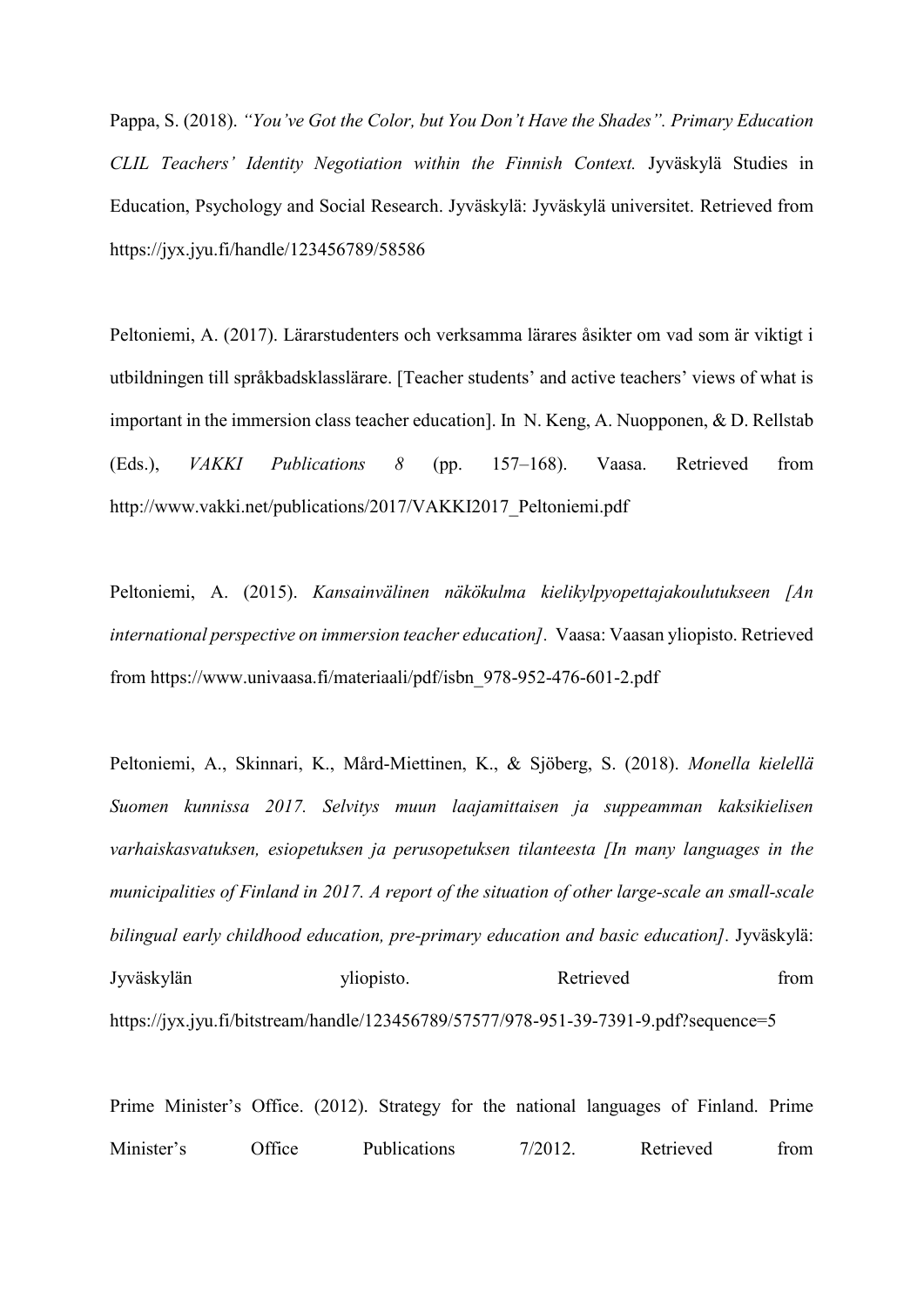Pappa, S. (2018). *"You've Got the Color, but You Don't Have the Shades". Primary Education CLIL Teachers' Identity Negotiation within the Finnish Context.* Jyväskylä Studies in Education, Psychology and Social Research. Jyväskylä: Jyväskylä universitet. Retrieved from https://jyx.jyu.fi/handle/123456789/58586

Peltoniemi, A. (2017). Lärarstudenters och verksamma lärares åsikter om vad som är viktigt i utbildningen till språkbadsklasslärare. [Teacher students' and active teachers' views of what is important in the immersion class teacher education]. In N. Keng, A. Nuopponen, & D. Rellstab (Eds.), *VAKKI Publications 8* (pp. 157–168). Vaasa. Retrieved from http://www.vakki.net/publications/2017/VAKKI2017_Peltoniemi.pdf

Peltoniemi, A. (2015). *Kansainvälinen näkökulma kielikylpyopettajakoulutukseen [An international perspective on immersion teacher education].* Vaasa: Vaasan yliopisto. Retrieved from https://www.univaasa.fi/materiaali/pdf/isbn_978-952-476-601-2.pdf

Peltoniemi, A., Skinnari, K., Mård-Miettinen, K., & Sjöberg, S. (2018). *Monella kielellä Suomen kunnissa 2017. Selvitys muun laajamittaisen ja suppeamman kaksikielisen varhaiskasvatuksen, esiopetuksen ja perusopetuksen tilanteesta [In many languages in the municipalities of Finland in 2017. A report of the situation of other large-scale an small-scale bilingual early childhood education, pre-primary education and basic education].* Jyväskylä: Jyväskylän yliopisto. Retrieved from https://jyx.jyu.fi/bitstream/handle/123456789/57577/978-951-39-7391-9.pdf?sequence=5

Prime Minister's Office. (2012). Strategy for the national languages of Finland. Prime Minister's Office Publications 7/2012. Retrieved from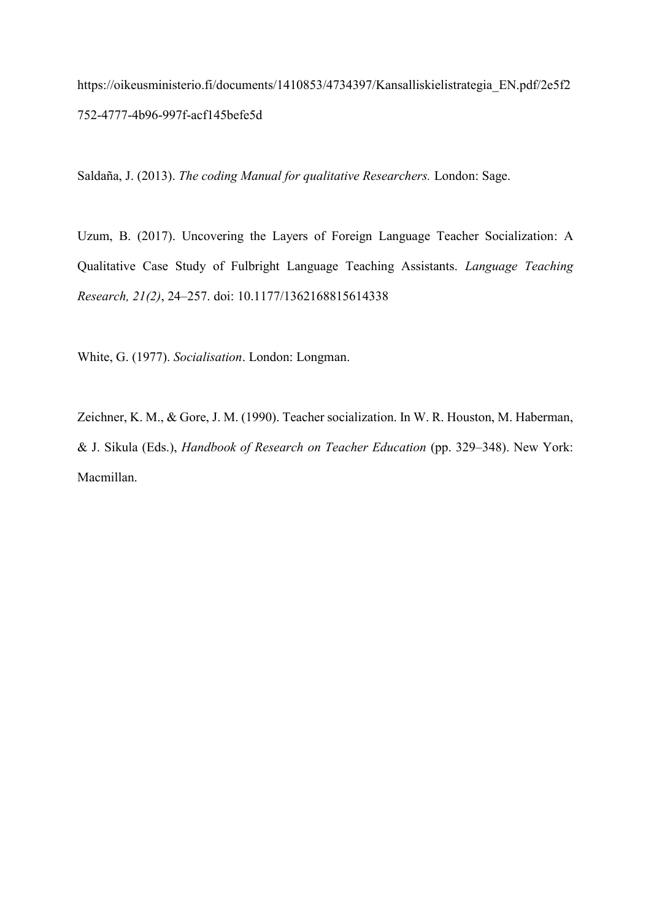https://oikeusministerio.fi/documents/1410853/4734397/Kansalliskielistrategia_EN.pdf/2e5f2752-4777-4b96-997f-acf145befe5d

Saldaña, J. (2013). *The coding Manual for qualitative Researchers.* London: Sage.

Uzum, B. (2017). Uncovering the Layers of Foreign Language Teacher Socialization: A Qualitative Case Study of Fulbright Language Teaching Assistants. *Language Teaching Research, 21(2)*, 24–257. doi: 10.1177/1362168815614338

White, G. (1977). *Socialisation*. London: Longman.

Zeichner, K. M., & Gore, J. M. (1990). Teacher socialization. In W. R. Houston, M. Haberman, & J. Sikula (Eds.), *Handbook of Research on Teacher Education* (pp. 329–348). New York: Macmillan.